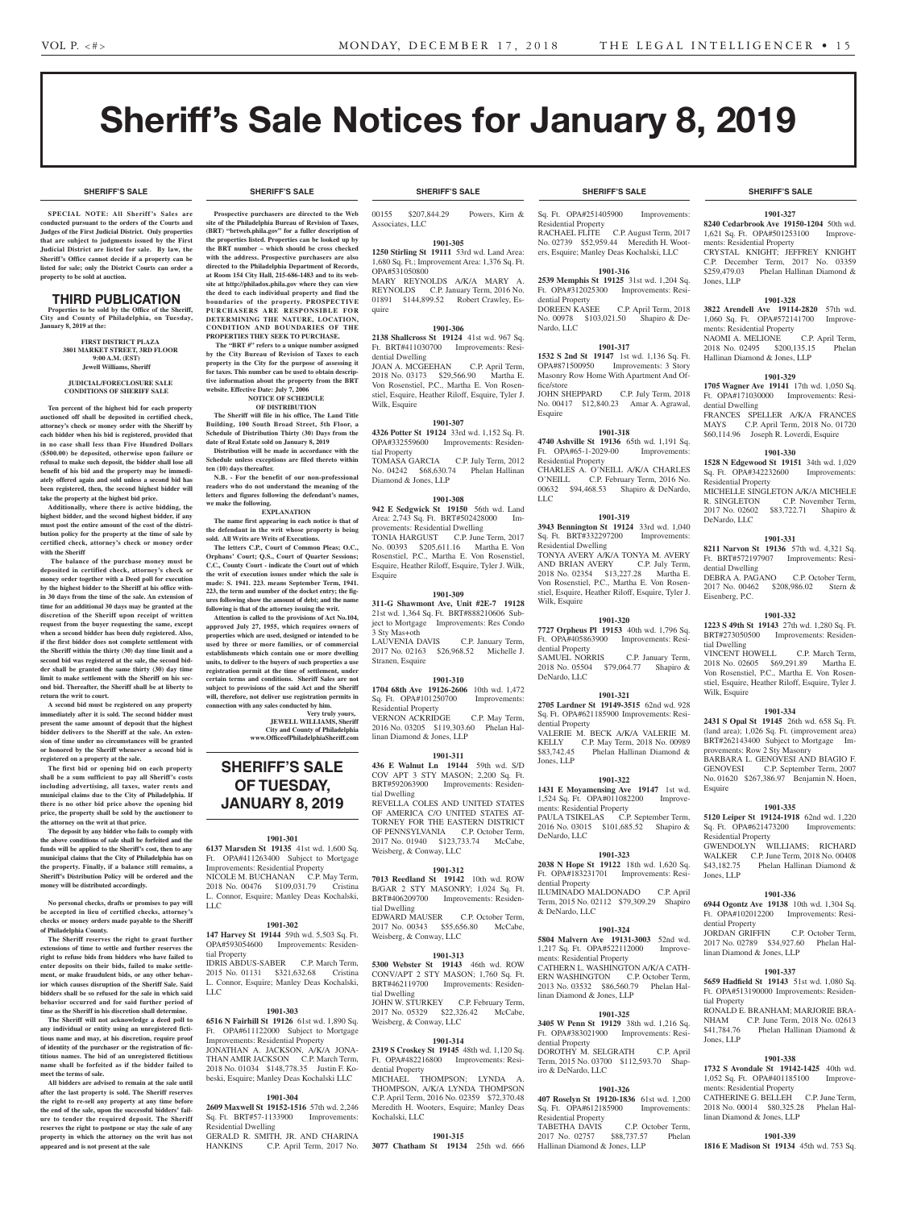# Sheriff's Sale Notices for January 8, 2019

## SHERIFF'S SALE

**SPECIAL NOTE: All Sheriff's Sales are conducted pursuant to the orders of the Courts and Judges of the First Judicial District. Only properties that are subject to judgments issued by the First Judicial District are listed for sale. By law, the Sheriff's Office cannot decide if a property can be listed for sale; only the District Courts can order a property to be sold at auction.**

## THIRD PUBLICATION

**Properties to be sold by the Office of the Sheriff, City and County of Philadelphia, on Tuesday, January 8, 2019 at the:**

**FIRST DISTRICT PLAZA**
**3801 MARKET STREET, 3RD FLOOR**
**9:00 A.M. (EST)**
**Jewell Williams, Sheriff**

**JUDICIAL/FORECLOSURE SALE CONDITIONS OF SHERIFF SALE**

**Ten percent of the highest bid for each property auctioned off shall be deposited in certified check, attorney's check or money order with the Sheriff by each bidder when his bid is registered, provided that in no case shall less than Five Hundred Dollars ($500.00) be deposited, otherwise upon failure or refusal to make such deposit, the bidder shall lose all benefit of his bid and the property may be immediately offered again and sold unless a second bid has been registered, then, the second highest bidder will take the property at the highest bid price.**

**Additionally, where there is active bidding, the highest bidder, and the second highest bidder, if any must post the entire amount of the cost of the distribution policy for the property at the time of sale by certified check, attorney's check or money order with the Sheriff**

**The balance of the purchase money must be deposited in certified check, attorney's check or money order together with a Deed poll for execution by the highest bidder to the Sheriff at his office within 30 days from the time of the sale. An extension of time for an additional 30 days may be granted at the discretion of the Sheriff upon receipt of written request from the buyer requesting the same, except when a second bidder has been duly registered. Also, if the first bidder does not complete settlement with the Sheriff within the thirty (30) day time limit and a second bid was registered at the sale, the second bidder shall be granted the same thirty (30) day time limit to make settlement with the Sheriff on his second bid. Thereafter, the Sheriff shall be at liberty to return the writ to court.**

**A second bid must be registered on any property immediately after it is sold. The second bidder must present the same amount of deposit that the highest bidder delivers to the Sheriff at the sale. An extension of time under no circumstances will be granted or honored by the Sheriff whenever a second bid is registered on a property at the sale.**

**The first bid or opening bid on each property shall be a sum sufficient to pay all Sheriff's costs including advertising, all taxes, water rents and municipal claims due to the City of Philadelphia. If there is no other bid price above the opening bid price, the property shall be sold by the auctioneer to the attorney on the writ at that price.**

**The deposit by any bidder who fails to comply with the above conditions of sale shall be forfeited and the funds will be applied to the Sheriff's cost, then to any municipal claims that the City of Philadelphia has on the property. Finally, if a balance still remains, a Sheriff's Distribution Policy will be ordered and the money will be distributed accordingly.**

**No personal checks, drafts or promises to pay will be accepted in lieu of certified checks, attorney's checks or money orders made payable to the Sheriff of Philadelphia County.**

**The Sheriff reserves the right to grant further extensions of time to settle and further reserves the right to refuse bids from bidders who have failed to enter deposits on their bids, failed to make settlement, or make fraudulent bids, or any other behavior which causes disruption of the Sheriff Sale. Said bidders shall be so refused for the sale in which said behavior occurred and for said further period of time as the Sheriff in his discretion shall determine.**

**The Sheriff will not acknowledge a deed poll to any individual or entity using an unregistered fictitious name and may, at his discretion, require proof of identity of the purchaser or the registration of fictitious names. The bid of an unregistered fictitious name shall be forfeited as if the bidder failed to meet the terms of sale.**

**All bidders are advised to remain at the sale until after the last property is sold. The Sheriff reserves the right to re-sell any property at any time before the end of the sale, upon the successful bidders' failure to tender the required deposit. The Sheriff reserves the right to postpone or stay the sale of any property in which the attorney on the writ has not appeared and is not present at the sale**

**Prospective purchasers are directed to the Web site of the Philadelphia Bureau of Revision of Taxes, (BRT) "brtweb.phila.gov" for a fuller description of the properties listed. Properties can be looked up by the BRT number – which should be cross checked with the address. Prospective purchasers are also directed to the Philadelphia Department of Records, at Room 154 City Hall, 215-686-1483 and to its website at http://philadox.phila.gov where they can view the deed to each individual property and find the boundaries of the property. PROSPECTIVE PURCHASERS ARE RESPONSIBLE FOR DETERMINING THE NATURE, LOCATION, CONDITION AND BOUNDARIES OF THE PROPERTIES THEY SEEK TO PURCHASE.**

**The "BRT #" refers to a unique number assigned by the City Bureau of Revision of Taxes to each property in the City for the purpose of assessing it for taxes. This number can be used to obtain descriptive information about the property from the BRT website. Effective Date: July 7, 2006**

**NOTICE OF SCHEDULE OF DISTRIBUTION**

**The Sheriff will file in his office, The Land Title Building, 100 South Broad Street, 5th Floor, a Schedule of Distribution Thirty (30) Days from the date of Real Estate sold on January 8, 2019**

**Distribution will be made in accordance with the Schedule unless exceptions are filed thereto within ten (10) days thereafter.**

**N.B. - For the benefit of our non-professional readers who do not understand the meaning of the letters and figures following the defendant's names, we make the following.**

**EXPLANATION**

**The name first appearing in each notice is that of the defendant in the writ whose property is being sold. All Writs are Writs of Executions.**

**The letters C.P., Court of Common Pleas; O.C., Orphans' Court; Q.S., Court of Quarter Sessions; C.C., County Court - indicate the Court out of which the writ of execution issues under which the sale is made: S. 1941. 223. means September Term, 1941. 223, the term and number of the docket entry; the figures following show the amount of debt; and the name following is that of the attorney issuing the writ.**

**Attention is called to the provisions of Act No.104, approved July 27, 1955, which requires owners of properties which are used, designed or intended to be used by three or more families, or of commercial establishments which contain one or more dwelling units, to deliver to the buyers of such properties a use registration permit at the time of settlement, under certain terms and conditions. Sheriff Sales are not subject to provisions of the said Act and the Sheriff will, therefore, not deliver use registration permits in connection with any sales conducted by him.**

**Very truly yours,**
**JEWELL WILLIAMS, Sheriff**
**City and County of Philadelphia**
**www.OfficeofPhiladelphiaSheriff.com**

## SHERIFF'S SALE OF TUESDAY, JANUARY 8, 2019

**1901-301**

**6137 Marsden St 19135** 41st wd. 1,600 Sq. Ft. OPA#411263400 Subject to Mortgage Improvements: Residential Property
NICOLE M. BUCHANAN C.P. May Term, 2018 No. 00476 $109,031.79 Cristina L. Connor, Esquire; Manley Deas Kochalski, LLC

**1901-302**

**147 Harvey St 19144** 59th wd. 5,503 Sq. Ft. OPA#593054600 Improvements: Residential Property
IDRIS ABDUS-SABER C.P. March Term, 2015 No. 01131 $321,632.68 Cristina L. Connor, Esquire; Manley Deas Kochalski, LLC

**1901-303**

**6516 N Fairhill St 19126** 61st wd. 1,890 Sq. Ft. OPA#611122000 Subject to Mortgage Improvements: Residential Property
JONATHAN A. JACKSON, A/K/A JONATHAN AMIR JACKSON C.P. March Term, 2018 No. 01034 $148,778.35 Justin F. Kobeski, Esquire; Manley Deas Kochalski LLC

**1901-304**

**2609 Maxwell St 19152-1516** 57th wd. 2,246 Sq. Ft. BRT#57-1133900 Improvements: Residential Dwelling
GERALD R. SMITH, JR. AND CHARINA HANKINS C.P. April Term, 2017 No. 00155 $207,844.29 Powers, Kirn & Associates, LLC

**1901-305**

**1250 Stirling St 19111** 53rd wd. Land Area: 1,680 Sq. Ft.; Improvement Area: 1,376 Sq. Ft. OPA#531050800
MARY REYNOLDS A/K/A MARY A. REYNOLDS C.P. January Term, 2016 No. 01891 $144,899.52 Robert Crawley, Esquire

**1901-306**

**2138 Shallcross St 19124** 41st wd. 967 Sq. Ft. BRT#411030700 Improvements: Residential Dwelling
JOAN A. MCGEEHAN C.P. April Term, 2018 No. 03173 $29,566.90 Martha E. Von Rosenstiel, P.C., Martha E. Von Rosenstiel, Esquire, Heather Riloff, Esquire, Tyler J. Wilk, Esquire

**1901-307**

**4326 Potter St 19124** 33rd wd. 1,152 Sq. Ft. OPA#332559600 Improvements: Residential Property
TOMASA GARCIA C.P. July Term, 2012 No. 04242 $68,630.74 Phelan Hallinan Diamond & Jones, LLP

**1901-308**

**942 E Sedgwick St 19150** 56th wd. Land Area: 2,743 Sq. Ft. BRT#502428000 Improvements: Residential Dwelling
TONIA HARGUST C.P. June Term, 2017 No. 00393 $205,611.16 Martha E. Von Rosenstiel, P.C., Martha E. Von Rosenstiel, Esquire, Heather Riloff, Esquire, Tyler J. Wilk, Esquire

**1901-309**

**311-G Shawmont Ave, Unit #2E-7 19128** 21st wd. 1,364 Sq. Ft. BRT#888210606 Subject to Mortgage Improvements: Res Condo 3 Sty Mas+oth
LAUVENIA DAVIS C.P. January Term, 2017 No. 02163 $26,968.52 Michelle J. Stranen, Esquire

**1901-310**

**1704 68th Ave 19126-2606** 10th wd. 1,472 Sq. Ft. OPA#101250700 Improvements: Residential Property
VERNON ACKRIDGE C.P. May Term, 2016 No. 03205 $119,303.60 Phelan Hallinan Diamond & Jones, LLP

**1901-311**

**436 E Walnut Ln 19144** 59th wd. S/D COV APT 3 STY MASON; 2,200 Sq. Ft. BRT#592063900 Improvements: Residential Dwelling
REVELLA COLES AND UNITED STATES OF AMERICA C/O UNITED STATES ATTORNEY FOR THE EASTERN DISTRICT OF PENNSYLVANIA C.P. October Term, 2017 No. 01940 $123,733.74 McCabe, Weisberg, & Conway, LLC

**1901-312**

**7013 Reedland St 19142** 10th wd. ROW B/GAR 2 STY MASONRY; 1,024 Sq. Ft. BRT#406209700 Improvements: Residential Dwelling
EDWARD MAUSER C.P. October Term, 2017 No. 00343 $55,656.80 McCabe, Weisberg, & Conway, LLC

**1901-313**

**5300 Webster St 19143** 46th wd. ROW CONV/APT 2 STY MASON; 1,760 Sq. Ft. BRT#462119700 Improvements: Residential Dwelling
JOHN W. STURKEY C.P. February Term, 2017 No. 05329 $22,326.42 McCabe, Weisberg, & Conway, LLC

**1901-314**

**2319 S Croskey St 19145** 48th wd. 1,120 Sq. Ft. OPA#482216800 Improvements: Residential Property
MICHAEL THOMPSON; LYNDA A. THOMPSON, A/K/A LYNDA THOMPSON C.P. April Term, 2016 No. 02359 $72,370.48 Meredith H. Wooters, Esquire; Manley Deas Kochalski, LLC

**1901-315**

**3077 Chatham St 19134** 25th wd. 666 Sq. Ft. OPA#251405900 Improvements: Residential Property
RACHAEL FLITE C.P. August Term, 2017 No. 02739 $52,959.44 Meredith H. Wooters, Esquire; Manley Deas Kochalski, LLC

**1901-316**

**2539 Memphis St 19125** 31st wd. 1,204 Sq. Ft. OPA#312025300 Improvements: Residential Property
DOREEN KASEE C.P. April Term, 2018 No. 00978 $103,021.50 Shapiro & DeNardo, LLC

**1901-317**

**1532 S 2nd St 19147** 1st wd. 1,136 Sq. Ft. OPA#871500950 Improvements: 3 Story Masonry Row Home With Apartment And Office/store
JOHN SHEPPARD C.P. July Term, 2018 No. 00417 $12,840.23 Amar A. Agrawal, Esquire

**1901-318**

**4740 Ashville St 19136** 65th wd. 1,191 Sq. Ft. OPA#65-1-2029-00 Improvements: Residential Property
CHARLES A. O'NEILL A/K/A CHARLES O'NEILL C.P. February Term, 2016 No. 00632 $94,468.53 Shapiro & DeNardo, LLC

**1901-319**

**3943 Bennington St 19124** 33rd wd. 1,040 Sq. Ft. BRT#332297200 Improvements: Residential Dwelling
TONYA AVERY A/K/A TONYA M. AVERY AND BRIAN AVERY C.P. July Term, 2018 No. 02354 $13,227.28 Martha E. Von Rosenstiel, P.C., Martha E. Von Rosenstiel, Esquire, Heather Riloff, Esquire, Tyler J. Wilk, Esquire

**1901-320**

**7727 Orpheus Pl 19153** 40th wd. 1,796 Sq. Ft. OPA#405863900 Improvements: Residential Property
SAMUEL NORRIS C.P. January Term, 2018 No. 05504 $79,064.77 Shapiro & DeNardo, LLC

**1901-321**

**2705 Lardner St 19149-3515** 62nd wd. 928 Sq. Ft. OPA#621185900 Improvements: Residential Property
VALERIE M. BECK A/K/A VALERIE M. KELLY C.P. May Term, 2018 No. 00989 $83,742.45 Phelan Hallinan Diamond & Jones, LLP

**1901-322**

**1431 E Moyamensing Ave 19147** 1st wd. 1,524 Sq. Ft. OPA#011082200 Improvements: Residential Property
PAULA TSIKELAS C.P. September Term, 2016 No. 03015 $101,685.52 Shapiro & DeNardo, LLC

**1901-323**

**2038 N Hope St 19122** 18th wd. 1,620 Sq. Ft. OPA#183231701 Improvements: Residential Property
ILUMINADO MALDONADO C.P. April Term, 2015 No. 02112 $79,309.29 Shapiro & DeNardo, LLC

**1901-324**

**5804 Malvern Ave 19131-3003** 52nd wd. 1,217 Sq. Ft. OPA#522112000 Improvements: Residential Property
CATHERN L. WASHINGTON A/K/A CATHERN WASHINGTON C.P. October Term, 2013 No. 03532 $86,560.79 Phelan Hallinan Diamond & Jones, LLP

**1901-325**

**3405 W Penn St 19129** 38th wd. 1,216 Sq. Ft. OPA#383021900 Improvements: Residential Property
DOROTHY M. SELGRATH C.P. April Term, 2015 No. 03700 $112,593.70 Shapiro & DeNardo, LLC

**1901-326**

**407 Roselyn St 19120-1836** 61st wd. 1,200 Sq. Ft. OPA#612185900 Improvements: Residential Property
TABETHA DAVIS C.P. October Term, 2017 No. 02757 $88,737.57 Phelan Hallinan Diamond & Jones, LLP

**1901-327**

**8240 Cedarbrook Ave 19150-1204** 50th wd. 1,621 Sq. Ft. OPA#501253100 Improvements: Residential Property
CRYSTAL KNIGHT; JEFFREY KNIGHT C.P. December Term, 2017 No. 03359 $259,479.03 Phelan Hallinan Diamond & Jones, LLP

**1901-328**

**3822 Arendell Ave 19114-2820** 57th wd. 1,060 Sq. Ft. OPA#572141700 Improvements: Residential Property
NAOMI A. MELIONE C.P. April Term, 2018 No. 02495 $200,135.15 Phelan Hallinan Diamond & Jones, LLP

**1901-329**

**1705 Wagner Ave 19141** 17th wd. 1,050 Sq. Ft. OPA#171030000 Improvements: Residential Dwelling
FRANCES SPELLER A/K/A FRANCES MAYS C.P. April Term, 2018 No. 01720 $60,114.96 Joseph R. Loverdi, Esquire

**1901-330**

**1528 N Edgewood St 19151** 34th wd. 1,029 Sq. Ft. OPA#342232600 Improvements: Residential Property
MICHELLE SINGLETON A/K/A MICHELE R. SINGLETON C.P. November Term, 2017 No. 02602 $83,722.71 Shapiro & DeNardo, LLC

**1901-331**

**8211 Narvon St 19136** 57th wd. 4,321 Sq. Ft. BRT#572197907 Improvements: Residential Dwelling
DEBRA A. PAGANO C.P. October Term, 2017 No. 00462 $208,986.02 Stern & Eisenberg, P.C.

**1901-332**

**1223 S 49th St 19143** 27th wd. 1,280 Sq. Ft. BRT#273050500 Improvements: Residential Dwelling
VINCENT HOWELL C.P. March Term, 2018 No. 02605 $69,291.89 Martha E. Von Rosenstiel, P.C., Martha E. Von Rosenstiel, Esquire, Heather Riloff, Esquire, Tyler J. Wilk, Esquire

**1901-334**

**2431 S Opal St 19145** 26th wd. 658 Sq. Ft. (land area); 1,026 Sq. Ft. (improvement area) BRT#262143400 Subject to Mortgage Improvements: Row 2 Sty Masonry
BARBARA L. GENOVESI AND BIAGIO F. GENOVESI C.P. September Term, 2007 No. 01620 $267,386.97 Benjamin N. Hoen, Esquire

**1901-335**

**5120 Leiper St 19124-1918** 62nd wd. 1,220 Sq. Ft. OPA#621473200 Improvements: Residential Property
GWENDOLYN WILLIAMS; RICHARD WALKER C.P. June Term, 2018 No. 00408 $43,182.75 Phelan Hallinan Diamond & Jones, LLP

**1901-336**

**6944 Ogontz Ave 19138** 10th wd. 1,304 Sq. Ft. OPA#102012200 Improvements: Residential Property
JORDAN GRIFFIN C.P. October Term, 2017 No. 02789 $34,927.60 Phelan Hallinan Diamond & Jones, LLP

**1901-337**

**5659 Hadfield St 19143** 51st wd. 1,080 Sq. Ft. OPA#513190000 Improvements: Residential Property
RONALD E. BRANHAM; MARJORIE BRANHAM C.P. June Term, 2018 No. 02613 $41,784.76 Phelan Hallinan Diamond & Jones, LLP

**1901-338**

**1732 S Avondale St 19142-1425** 40th wd. 1,052 Sq. Ft. OPA#401185100 Improvements: Residential Property
CATHERINE G. BELLEH C.P. June Term, 2018 No. 00014 $80,325.28 Phelan Hallinan Diamond & Jones, LLP

**1901-339**

**1816 E Madison St 19134** 45th wd. 753 Sq.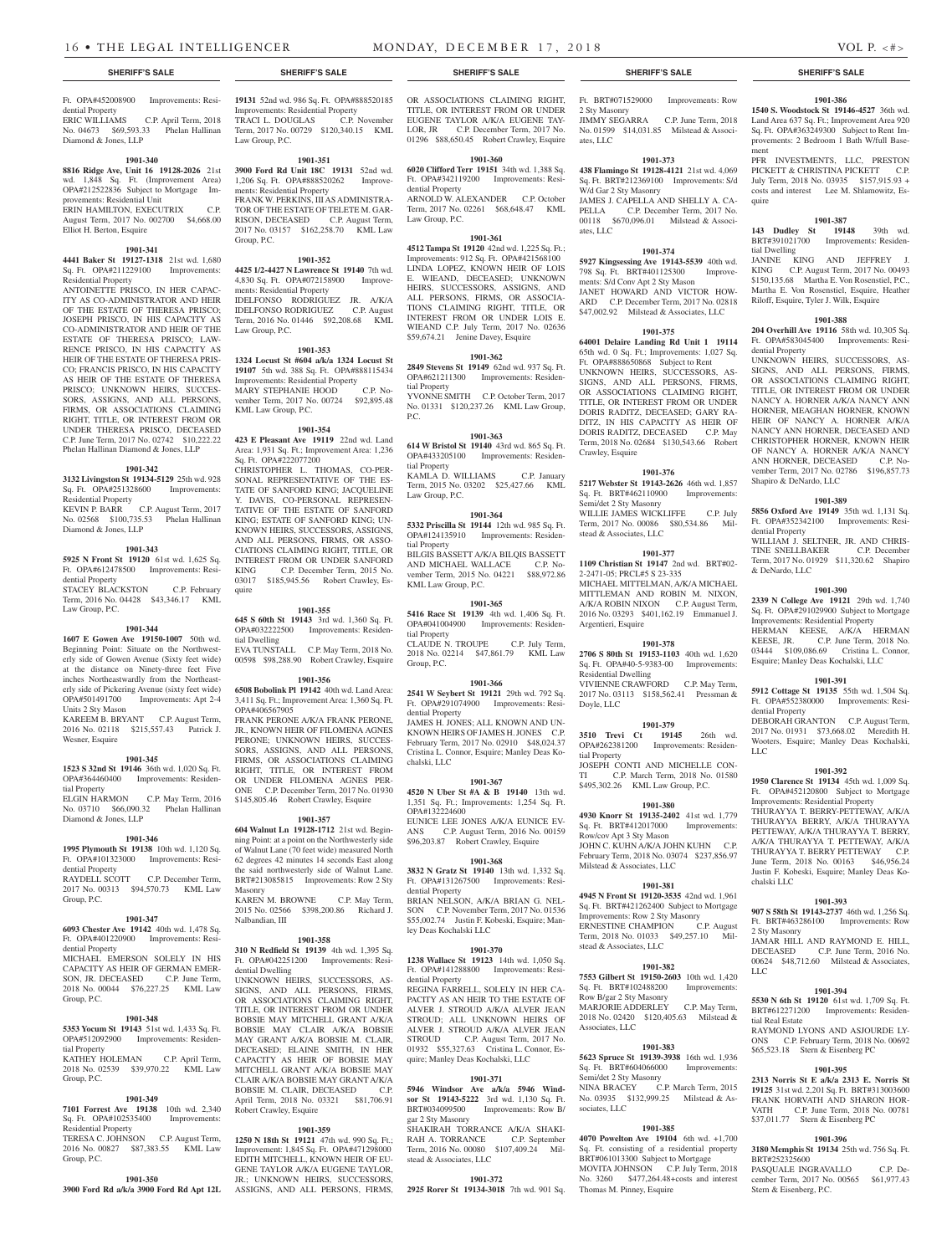Ft. OPA#452008900 Improvements: Residential Property
ERIC WILLIAMS C.P. April Term, 2018 No. 04673 $69,593.33 Phelan Hallinan Diamond & Jones, LLP

**1901-340**

**8816 Ridge Ave, Unit 16 19128-2026** 21st wd. 1,848 Sq. Ft. (Improvement Area) OPA#212522836 Subject to Mortgage Improvements: Residential Unit
ERIN HAMILTON, EXECUTRIX C.P. August Term, 2017 No. 002700 $4,668.00 Elliot H. Berton, Esquire

**1901-341**

**4441 Baker St 19127-1318** 21st wd. 1,680 Sq. Ft. OPA#211229100 Improvements: Residential Property
ANTOINETTE PRISCO, IN HER CAPACITY AS CO-ADMINISTRATOR AND HEIR OF THE ESTATE OF THERESA PRISCO; JOSEPH PRISCO, IN HIS CAPACITY AS CO-ADMINISTRATOR AND HEIR OF THE ESTATE OF THERESA PRISCO; LAWRENCE PRISCO, IN HIS CAPACITY AS HEIR OF THE ESTATE OF THERESA PRISCO; FRANCIS PRISCO, IN HIS CAPACITY AS HEIR OF THE ESTATE OF THERESA PRISCO; UNKNOWN HEIRS, SUCCESSORS, ASSIGNS, AND ALL PERSONS, FIRMS, OR ASSOCIATIONS CLAIMING RIGHT, TITLE, OR INTEREST FROM OR UNDER THERESA PRISCO, DECEASED C.P. June Term, 2017 No. 02742 $10,222.22 Phelan Hallinan Diamond & Jones, LLP

**1901-342**

**3132 Livingston St 19134-5129** 25th wd. 928 Sq. Ft. OPA#251328600 Improvements: Residential Property
KEVIN P. BARR C.P. August Term, 2017 No. 02568 $100,735.53 Phelan Hallinan Diamond & Jones, LLP

**1901-343**

**5925 N Front St 19120** 61st wd. 1,625 Sq. Ft. OPA#612478500 Improvements: Residential Property
STACEY BLACKSTON C.P. February Term, 2016 No. 04428 $43,346.17 KML Law Group, P.C.

**1901-344**

**1607 E Gowen Ave 19150-1007** 50th wd. Beginning Point: Situate on the Northwesterly side of Gowen Avenue (Sixty feet wide) at the distance on Ninety-three feet Five inches Northeastwardly from the Northeasterly side of Pickering Avenue (sixty feet wide) OPA#501491700 Improvements: Apt 2-4 Units 2 Sty Mason
KAREEM B. BRYANT C.P. August Term, 2016 No. 02118 $215,557.43 Patrick J. Wesner, Esquire

**1901-345**

**1523 S 32nd St 19146** 36th wd. 1,020 Sq. Ft. OPA#364460400 Improvements: Residential Property
ELGIN HARMON C.P. May Term, 2016 No. 03710 $66,090.32 Phelan Hallinan Diamond & Jones, LLP

**1901-346**

**1995 Plymouth St 19138** 10th wd. 1,120 Sq. Ft. OPA#101323000 Improvements: Residential Property
RAYDELL SCOTT C.P. December Term, 2017 No. 00313 $94,570.73 KML Law Group, P.C.

**1901-347**

**6093 Chester Ave 19142** 40th wd. 1,478 Sq. Ft. OPA#401220900 Improvements: Residential Property
MICHAEL EMERSON SOLELY IN HIS CAPACITY AS HEIR OF GERMAN EMERSON, JR. DECEASED C.P. June Term, 2018 No. 00044 $76,227.25 KML Law Group, P.C.

**1901-348**

**5353 Yocum St 19143** 51st wd. 1,433 Sq. Ft. OPA#512092900 Improvements: Residential Property
KATHEY HOLEMAN C.P. April Term, 2018 No. 02539 $39,970.22 KML Law Group, P.C.

**1901-349**

**7101 Forrest Ave 19138** 10th wd. 2,340 Sq. Ft. OPA#102535400 Improvements: Residential Property
TERESA C. JOHNSON C.P. August Term, 2016 No. 00827 $87,383.55 KML Law Group, P.C.

**1901-350**

**3900 Ford Rd a/k/a 3900 Ford Rd Apt 12L 19131** 52nd wd. 986 Sq. Ft. OPA#888520185 Improvements: Residential Property
TRACI L. DOUGLAS C.P. November Term, 2017 No. 00729 $120,340.15 KML Law Group, P.C.

**1901-351**

**3900 Ford Rd Unit 18C 19131** 52nd wd. 1,206 Sq. Ft. OPA#888520262 Improvements: Residential Property
FRANK W. PERKINS, III AS ADMINISTRATOR OF THE ESTATE OF TELETE M. GARRISON, DECEASED C.P. August Term, 2017 No. 03157 $162,258.70 KML Law Group, P.C.

**1901-352**

**4425 1/2-4427 N Lawrence St 19140** 7th wd. 4,830 Sq. Ft. OPA#072158900 Improvements: Residential Property
IDELFONSO RODRIGUEZ JR. A/K/A IDELFONSO RODRIGUEZ C.P. August Term, 2016 No. 01446 $92,208.68 KML Law Group, P.C.

**1901-353**

**1324 Locust St #604 a/k/a 1324 Locust St 19107** 5th wd. 388 Sq. Ft. OPA#888115434 Improvements: Residential Property
MARY STEPHANIE HOOD C.P. November Term, 2017 No. 00724 $92,895.48 KML Law Group, P.C.

**1901-354**

**423 E Pleasant Ave 19119** 22nd wd. Land Area: 1,931 Sq. Ft.; Improvement Area: 1,236 Sq. Ft. OPA#222077200
CHRISTOPHER L. THOMAS, CO-PERSONAL REPRESENTATIVE OF THE ESTATE OF SANFORD KING; JACQUELINE Y. DAVIS, CO-PERSONAL REPRESENTATIVE OF THE ESTATE OF SANFORD KING; ESTATE OF SANFORD KING; UNKNOWN HEIRS, SUCCESSORS, ASSIGNS, AND ALL PERSONS, FIRMS, OR ASSOCIATIONS CLAIMING RIGHT, TITLE, OR INTEREST FROM OR UNDER SANFORD KING C.P. December Term, 2015 No. 03017 $185,945.56 Robert Crawley, Esquire

**1901-355**

**645 S 60th St 19143** 3rd wd. 1,360 Sq. Ft. OPA#032222500 Improvements: Residential Dwelling
EVA TUNSTALL C.P. May Term, 2018 No. 00598 $98,288.90 Robert Crawley, Esquire

**1901-356**

**6508 Bobolink Pl 19142** 40th wd. Land Area: 3,411 Sq. Ft.; Improvement Area: 1,360 Sq. Ft. OPA#406567905
FRANK PERONE A/K/A FRANK PERONE, JR., KNOWN HEIR OF FILOMENA AGNES PERONE; UNKNOWN HEIRS, SUCCESSORS, ASSIGNS, AND ALL PERSONS, FIRMS, OR ASSOCIATIONS CLAIMING RIGHT, TITLE, OR INTEREST FROM OR UNDER FILOMENA AGNES PERONE C.P. December Term, 2017 No. 01930 $145,805.46 Robert Crawley, Esquire

**1901-357**

**604 Walnut Ln 19128-1712** 21st wd. Beginning Point: at a point on the Northwesterly side of Walnut Lane (70 feet wide) measured North 62 degrees 42 minutes 14 seconds East along the said northwesterly side of Walnut Lane. BRT#213085815 Improvements: Row 2 Sty Masonry
KAREN M. BROWNE C.P. May Term, 2015 No. 02566 $398,200.86 Richard J. Nalbandian, III

**1901-358**

**310 N Redfield St 19139** 4th wd. 1,395 Sq. Ft. OPA#042251200 Improvements: Residential Dwelling
UNKNOWN HEIRS, SUCCESSORS, ASSIGNS, AND ALL PERSONS, FIRMS, OR ASSOCIATIONS CLAIMING RIGHT, TITLE, OR INTEREST FROM OR UNDER BOBSIE MAY MITCHELL GRANT A/K/A BOBSIE MAY CLAIR A/K/A BOBSIE MAY GRANT A/K/A BOBSIE M. CLAIR, DECEASED; ELAINE SMITH, IN HER CAPACITY AS HEIR OF BOBSIE MAY MITCHELL GRANT A/K/A BOBSIE MAY CLAIR A/K/A BOBSIE MAY GRANT A/K/A BOBSIE M. CLAIR, DECEASED C.P. April Term, 2018 No. 03321 $81,706.91 Robert Crawley, Esquire

**1901-359**

**1250 N 18th St 19121** 47th wd. 990 Sq. Ft.; Improvement: 1,845 Sq. Ft. OPA#471298000
EDITH MITCHELL, KNOWN HEIR OF EUGENE TAYLOR A/K/A EUGENE TAYLOR, JR.; UNKNOWN HEIRS, SUCCESSORS, ASSIGNS, AND ALL PERSONS, FIRMS, OR ASSOCIATIONS CLAIMING RIGHT, TITLE, OR INTEREST FROM OR UNDER EUGENE TAYLOR A/K/A EUGENE TAYLOR, JR C.P. December Term, 2017 No. 01296 $88,650.45 Robert Crawley, Esquire

**1901-360**

**6020 Clifford Terr 19151** 34th wd. 1,388 Sq. Ft. OPA#342119200 Improvements: Residential Property
ARNOLD W. ALEXANDER C.P. October Term, 2017 No. 02261 $68,648.47 KML Law Group, P.C.

**1901-361**

**4512 Tampa St 19120** 42nd wd. 1,225 Sq. Ft.; Improvements: 912 Sq. Ft. OPA#421568100
LINDA LOPEZ, KNOWN HEIR OF LOIS E. WIEAND, DECEASED; UNKNOWN HEIRS, SUCCESSORS, ASSIGNS, AND ALL PERSONS, FIRMS, OR ASSOCIATIONS CLAIMING RIGHT, TITLE, OR INTEREST FROM OR UNDER LOIS E. WIEAND C.P. July Term, 2017 No. 02636 $59,674.21 Jenine Davey, Esquire

**1901-362**

**2849 Stevens St 19149** 62nd wd. 937 Sq. Ft. OPA#621211300 Improvements: Residential Property
YVONNE SMITH C.P. October Term, 2017 No. 01331 $120,237.26 KML Law Group, P.C.

**1901-363**

**614 W Bristol St 19140** 43rd wd. 865 Sq. Ft. OPA#433205100 Improvements: Residential Property
KAMLA D. WILLIAMS C.P. January Term, 2015 No. 03202 $25,427.66 KML Law Group, P.C.

**1901-364**

**5332 Priscilla St 19144** 12th wd. 985 Sq. Ft. OPA#124135910 Improvements: Residential Property
BILGIS BASSETT A/K/A BILQIS BASSETT AND MICHAEL WALLACE C.P. November Term, 2015 No. 04221 $88,972.86 KML Law Group, P.C.

**1901-365**

**5416 Race St 19139** 4th wd. 1,406 Sq. Ft. OPA#041004900 Improvements: Residential Property
CLAUDE N. TROUPE C.P. July Term, 2018 No. 02214 $47,861.79 KML Law Group, P.C.

**1901-366**

**2541 W Seybert St 19121** 29th wd. 792 Sq. Ft. OPA#291074900 Improvements: Residential Property
JAMES H. JONES; ALL KNOWN AND UNKNOWN HEIRS OF JAMES H. JONES C.P. February Term, 2017 No. 02910 $48,024.37 Cristina L. Connor, Esquire; Manley Deas Kochalski, LLC

**1901-367**

**4520 N Uber St #A & B 19140** 13th wd. 1,351 Sq. Ft.; Improvements: 1,254 Sq. Ft. OPA#132224600
EUNICE LEE JONES A/K/A EUNICE EVANS C.P. August Term, 2016 No. 00159 $96,203.87 Robert Crawley, Esquire

**1901-368**

**3832 N Gratz St 19140** 13th wd. 1,332 Sq. Ft. OPA#131267500 Improvements: Residential Property
BRIAN NELSON, A/K/A BRIAN G. NELSON C.P. November Term, 2017 No. 01536 $55,002.74 Justin F. Kobeski, Esquire; Manley Deas Kochalski LLC

**1901-370**

**1238 Wallace St 19123** 14th wd. 1,050 Sq. Ft. OPA#141288800 Improvements: Residential Property
REGINA FARRELL, SOLELY IN HER CAPACITY AS AN HEIR TO THE ESTATE OF ALVER J. STROUD A/K/A ALVER JEAN STROUD; ALL UNKNOWN HEIRS OF ALVER J. STROUD A/K/A ALVER JEAN STROUD C.P. August Term, 2017 No. 01932 $55,327.63 Cristina L. Connor, Esquire; Manley Deas Kochalski, LLC

**1901-371**

**5946 Windsor Ave a/k/a 5946 Windsor St 19143-5222** 3rd wd. 1,130 Sq. Ft. BRT#034099500 Improvements: Row B/gar 2 Sty Masonry
SHAKIRAH TORRANCE A/K/A SHAKIRAH A. TORRANCE C.P. September Term, 2016 No. 00080 $107,409.24 Milstead & Associates, LLC

**1901-372**

**2925 Rorer St 19134-3018** 7th wd. 901 Sq. Ft. BRT#071529000 Improvements: Row 2 Sty Masonry
JIMMY SEGARRA C.P. June Term, 2018 No. 01599 $14,031.85 Milstead & Associates, LLC

**1901-373**

**438 Flamingo St 19128-4121** 21st wd. 4,069 Sq. Ft. BRT#212369100 Improvements: S/d W/d Gar 2 Sty Masonry
JAMES J. CAPELLA AND SHELLY A. CAPELLA C.P. December Term, 2017 No. 00118 $670,096.01 Milstead & Associates, LLC

**1901-374**

**5927 Kingsessing Ave 19143-5539** 40th wd. 798 Sq. Ft. BRT#401125300 Improvements: S/d Conv Apt 2 Sty Mason
JANET HOWARD AND VICTOR HOWARD C.P. December Term, 2017 No. 02818 $47,002.92 Milstead & Associates, LLC

**1901-375**

**64001 Delaire Landing Rd Unit 1 19114** 65th wd. 0 Sq. Ft.; Improvements: 1,027 Sq. Ft. OPA#888650868 Subject to Rent
UNKNOWN HEIRS, SUCCESSORS, ASSIGNS, AND ALL PERSONS, FIRMS, OR ASSOCIATIONS CLAIMING RIGHT, TITLE, OR INTEREST FROM OR UNDER DORIS RADITZ, DECEASED; GARY RADITZ, IN HIS CAPACITY AS HEIR OF DORIS RADITZ, DECEASED C.P. May Term, 2018 No. 02684 $130,543.66 Robert Crawley, Esquire

**1901-376**

**5217 Webster St 19143-2626** 46th wd. 1,857 Sq. Ft. BRT#462110900 Improvements: Semi/det 2 Sty Masonry
WILLIE JAMES WICKLIFFE C.P. July Term, 2017 No. 00086 $80,534.86 Milstead & Associates, LLC

**1901-377**

**1109 Christian St 19147** 2nd wd. BRT#02-2-2471-05; PRCL#5 S 23-335
MICHAEL MITTELMAN, A/K/A MICHAEL MITTLEMAN AND ROBIN M. NIXON, A/K/A ROBIN NIXON C.P. August Term, 2016 No. 03293 $401,162.19 Emmanuel J. Argentieri, Esquire

**1901-378**

**2706 S 80th St 19153-1103** 40th wd. 1,620 Sq. Ft. OPA#40-5-9383-00 Improvements: Residential Dwelling
VIVIENNE CRAWFORD C.P. May Term, 2017 No. 03113 $158,562.41 Pressman & Doyle, LLC

**1901-379**

**3510 Trevi Ct 19145** 26th wd. OPA#262381200 Improvements: Residential Property
JOSEPH CONTI AND MICHELLE CONTI C.P. March Term, 2018 No. 01580 $495,302.26 KML Law Group, P.C.

**1901-380**

**4930 Knorr St 19135-2402** 41st wd. 1,779 Sq. Ft. BRT#412017000 Improvements: Row/cov Apt 3 Sty Mason
JOHN C. KUHN A/K/A JOHN KUHN C.P. February Term, 2018 No. 03074 $237,856.97 Milstead & Associates, LLC

**1901-381**

**4945 N Front St 19120-3535** 42nd wd. 1,961 Sq. Ft. BRT#421262400 Subject to Mortgage Improvements: Row 2 Sty Masonry
ERNESTINE CHAMPION C.P. August Term, 2018 No. 01033 $49,257.10 Milstead & Associates, LLC

**1901-382**

**7553 Gilbert St 19150-2603** 10th wd. 1,420 Sq. Ft. BRT#102488200 Improvements: Row B/gar 2 Sty Masonry
MARJORIE ADDERLEY C.P. May Term, 2018 No. 02420 $120,405.63 Milstead & Associates, LLC

**1901-383**

**5623 Spruce St 19139-3938** 16th wd. 1,936 Sq. Ft. BRT#604066000 Improvements: Semi/det 2 Sty Masonry
NINA BRACEY C.P. March Term, 2015 No. 03935 $132,999.25 Milstead & Associates, LLC

**1901-385**

**4070 Powelton Ave 19104** 6th wd. +1,700 Sq. Ft. consisting of a residential property BRT#061013300 Subject to Mortgage
MOVITA JOHNSON C.P. July Term, 2018 No. 3260 $477,264.48+costs and interest Thomas M. Pinney, Esquire

**1901-386**

**1540 S. Woodstock St 19146-4527** 36th wd. Land Area 637 Sq. Ft.; Improvement Area 920 Sq. Ft. OPA#363249300 Subject to Rent Improvements: 2 Bedroom 1 Bath W/full Basement
PFR INVESTMENTS, LLC, PRESTON PICKETT & CHRISTINA PICKETT C.P. July Term, 2018 No. 03935 $157,915.93 + costs and interest Lee M. Shlamowitz, Esquire

**1901-387**

**143 Dudley St 19148** 39th wd. BRT#391021700 Improvements: Residential Dwelling
JANINE KING AND JEFFREY J. KING C.P. August Term, 2017 No. 00493 $150,135.68 Martha E. Von Rosenstiel, P.C., Martha E. Von Rosenstiel, Esquire, Heather Riloff, Esquire, Tyler J. Wilk, Esquire

**1901-388**

**204 Overhill Ave 19116** 58th wd. 10,305 Sq. Ft. OPA#583045400 Improvements: Residential Property
UNKNOWN HEIRS, SUCCESSORS, ASSIGNS, AND ALL PERSONS, FIRMS, OR ASSOCIATIONS CLAIMING RIGHT, TITLE, OR INTEREST FROM OR UNDER NANCY A. HORNER A/K/A NANCY ANN HORNER, MEAGHAN HORNER, KNOWN HEIR OF NANCY A. HORNER A/K/A NANCY ANN HORNER, DECEASED AND CHRISTOPHER HORNER, KNOWN HEIR OF NANCY A. HORNER A/K/A NANCY ANN HORNER, DECEASED C.P. November Term, 2017 No. 02786 $196,857.73 Shapiro & DeNardo, LLC

**1901-389**

**5856 Oxford Ave 19149** 35th wd. 1,131 Sq. Ft. OPA#352342100 Improvements: Residential Property
WILLIAM J. SELTNER, JR. AND CHRISTINE SNELLBAKER C.P. December Term, 2017 No. 01929 $11,320.62 Shapiro & DeNardo, LLC

**1901-390**

**2339 N College Ave 19121** 29th wd. 1,740 Sq. Ft. OPA#291029900 Subject to Mortgage Improvements: Residential Property
HERMAN KEESE, A/K/A HERMAN KEESE, JR. C.P. June Term, 2018 No. 03444 $109,086.69 Cristina L. Connor, Esquire; Manley Deas Kochalski, LLC

**1901-391**

**5912 Cottage St 19135** 55th wd. 1,504 Sq. Ft. OPA#552380000 Improvements: Residential Property
DEBORAH GRANTON C.P. August Term, 2017 No. 01931 $73,668.02 Meredith H. Wooters, Esquire; Manley Deas Kochalski, LLC

**1901-392**

**1950 Clarence St 19134** 45th wd. 1,009 Sq. Ft. OPA#452120800 Subject to Mortgage Improvements: Residential Property
THURAYYA T. BERRY-PETTEWAY, A/K/A THURAYYA BERRY, A/K/A THURAYYA PETTEWAY, A/K/A THURAYYA T. BERRY, A/K/A THURAYYA T. PETTEWAY, A/K/A THURAYYA T. BERRY PETTEWAY C.P. June Term, 2018 No. 00163 $46,956.24 Justin F. Kobeski, Esquire; Manley Deas Kochalski LLC

**1901-393**

**907 S 58th St 19143-2737** 46th wd. 1,256 Sq. Ft. BRT#463286100 Improvements: Row 2 Sty Masonry
JAMAR HILL AND RAYMOND E. HILL, DECEASED C.P. June Term, 2016 No. 00624 $48,712.60 Milstead & Associates, LLC

**1901-394**

**5530 N 6th St 19120** 61st wd. 1,709 Sq. Ft. BRT#612271200 Improvements: Residential Real Estate
RAYMOND LYONS AND ASJOURDE LYONS C.P. February Term, 2018 No. 00692 $65,523.18 Stern & Eisenberg PC

**1901-395**

**2313 Norris St E a/k/a 2313 E. Norris St 19125** 31st wd. 2,201 Sq. Ft. BRT#313003600
FRANK HORVATH AND SHARON HORVATH C.P. June Term, 2018 No. 00781 $37,011.77 Stern & Eisenberg PC

**1901-396**

**3180 Memphis St 19134** 25th wd. 756 Sq. Ft. BRT#252325600
PASQUALE INGRAVALLO C.P. December Term, 2017 No. 00565 $61,977.43 Stern & Eisenberg, P.C.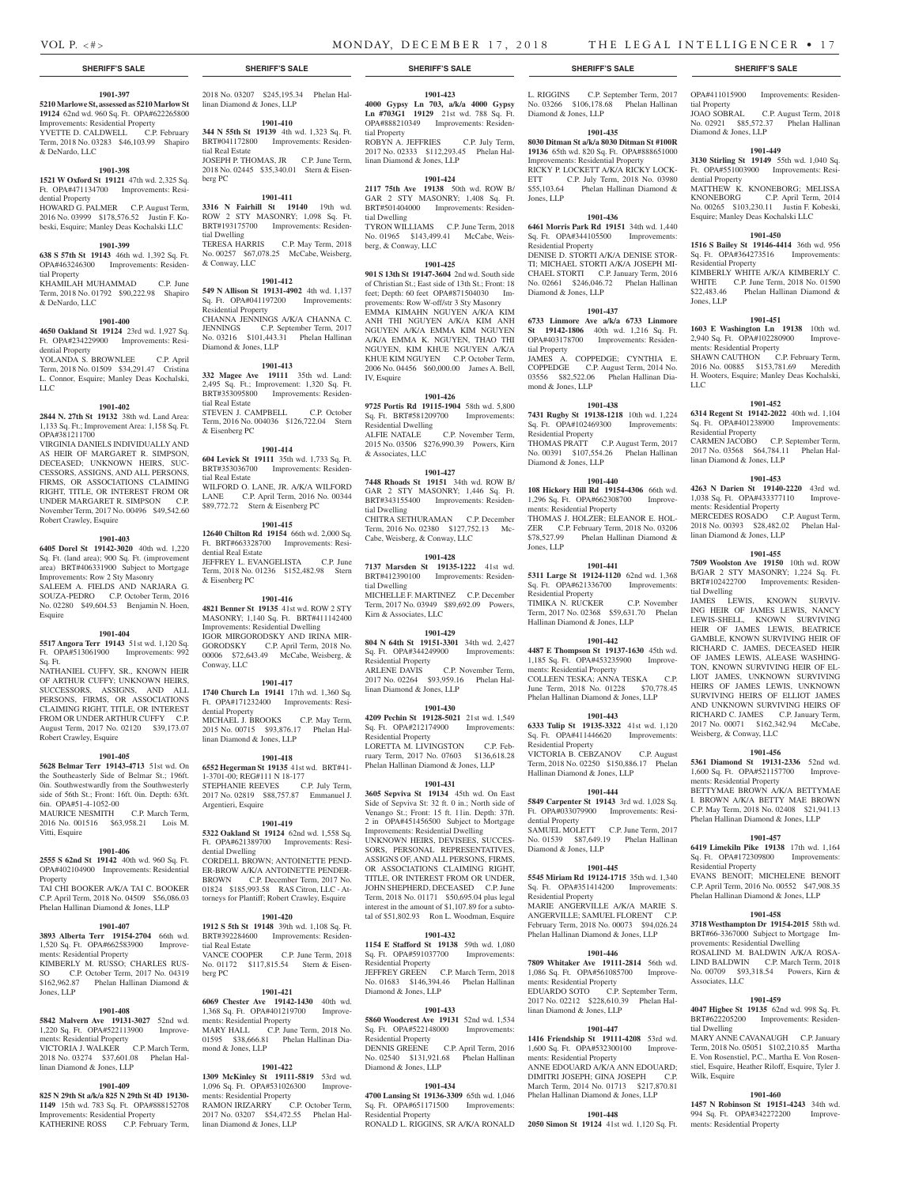## SHERIFF'S SALE

**1901-397**

**5210 Marlowe St, assessed as 5210 Marlow St 19124** 62nd wd. 960 Sq. Ft. OPA#622265800 Improvements: Residential Property
YVETTE D. CALDWELL C.P. February Term, 2018 No. 03283 $46,103.99 Shapiro & DeNardo, LLC

**1901-398**

**1521 W Oxford St 19121** 47th wd. 2,325 Sq. Ft. OPA#471134700 Improvements: Residential Property
HOWARD G. PALMER C.P. August Term, 2016 No. 03999 $178,576.52 Justin F. Kobeski, Esquire; Manley Deas Kochalski LLC

**1901-399**

**638 S 57th St 19143** 46th wd. 1,392 Sq. Ft. OPA#463246300 Improvements: Residential Property
KHAMILAH MUHAMMAD C.P. June Term, 2018 No. 01792 $90,222.98 Shapiro & DeNardo, LLC

**1901-400**

**4650 Oakland St 19124** 23rd wd. 1,927 Sq. Ft. OPA#234229900 Improvements: Residential Property
YOLANDA S. BROWNLEE C.P. April Term, 2018 No. 01509 $34,291.47 Cristina L. Connor, Esquire; Manley Deas Kochalski, LLC

**1901-402**

**2844 N. 27th St 19132** 38th wd. Land Area: 1,133 Sq. Ft.; Improvement Area: 1,158 Sq. Ft. OPA#381211700
VIRGINIA DANIELS INDIVIDUALLY AND AS HEIR OF MARGARET R. SIMPSON, DECEASED; UNKNOWN HEIRS, SUCCESSORS, ASSIGNS, AND ALL PERSONS, FIRMS, OR ASSOCIATIONS CLAIMING RIGHT, TITLE, OR INTEREST FROM OR UNDER MARGARET R. SIMPSON C.P. November Term, 2017 No. 00496 $49,542.60 Robert Crawley, Esquire

**1901-403**

**6405 Dorel St 19142-3020** 40th wd. 1,220 Sq. Ft. (land area); 900 Sq. Ft. (improvement area) BRT#406331900 Subject to Mortgage Improvements: Row 2 Sty Masonry
SALEEM A. FIELDS AND NARJARA G. SOUZA-PEDRO C.P. October Term, 2016 No. 02280 $49,604.53 Benjamin N. Hoen, Esquire

**1901-404**

**5517 Angora Terr 19143** 51st wd. 1,120 Sq. Ft. OPA#513061900 Improvements: 992 Sq. Ft.
NATHANIEL CUFFY, SR., KNOWN HEIR OF ARTHUR CUFFY; UNKNOWN HEIRS, SUCCESSORS, ASSIGNS, AND ALL PERSONS, FIRMS, OR ASSOCIATIONS CLAIMING RIGHT, TITLE, OR INTEREST FROM OR UNDER ARTHUR CUFFY C.P. August Term, 2017 No. 02120 $39,173.07 Robert Crawley, Esquire

**1901-405**

**5628 Belmar Terr 19143-4713** 51st wd. On the Southeasterly Side of Belmar St.; 196ft. 0in. Southwestwardly from the Southwesterly side of 56th St.; Front: 16ft. 0in. Depth: 63ft. 6in. OPA#51-4-1052-00
MAURICE NESMITH C.P. March Term, 2016 No. 001516 $63,958.21 Lois M. Vitti, Esquire

**1901-406**

**2555 S 62nd St 19142** 40th wd. 960 Sq. Ft. OPA#402104900 Improvements: Residential Property
TAI CHI BOOKER A/K/A TAI C. BOOKER C.P. April Term, 2018 No. 04509 $56,086.03 Phelan Hallinan Diamond & Jones, LLP

**1901-407**

**3893 Alberta Terr 19154-2704** 66th wd. 1,520 Sq. Ft. OPA#662583900 Improvements: Residential Property
KIMBERLY M. RUSSO; CHARLES RUSSO C.P. October Term, 2017 No. 04319 $162,962.87 Phelan Hallinan Diamond & Jones, LLP

**1901-408**

**5842 Malvern Ave 19131-3027** 52nd wd. 1,220 Sq. Ft. OPA#522113900 Improvements: Residential Property
VICTORIA J. WALKER C.P. March Term, 2018 No. 03274 $37,601.08 Phelan Hallinan Diamond & Jones, LLP

**1901-409**

**825 N 29th St a/k/a 825 N 29th St 4D 19130-1149** 15th wd. 783 Sq. Ft. OPA#888152708 Improvements: Residential Property
KATHERINE ROSS C.P. February Term, 2018 No. 03207 $245,195.34 Phelan Hallinan Diamond & Jones, LLP

**1901-410**

**344 N 55th St 19139** 4th wd. 1,323 Sq. Ft. BRT#041172800 Improvements: Residential Real Estate
JOSEPH P. THOMAS, JR C.P. June Term, 2018 No. 02445 $35,340.01 Stern & Eisenberg PC

**1901-411**

**3316 N Fairhill St 19140** 19th wd. ROW 2 STY MASONRY; 1,098 Sq. Ft. BRT#193175700 Improvements: Residential Dwelling
TERESA HARRIS C.P. May Term, 2018 No. 00257 $67,078.25 McCabe, Weisberg, & Conway, LLC

**1901-412**

**549 N Allison St 19131-4902** 4th wd. 1,137 Sq. Ft. OPA#041197200 Improvements: Residential Property
CHANNA JENNINGS A/K/A CHANNA C. JENNINGS C.P. September Term, 2017 No. 03216 $101,443.31 Phelan Hallinan Diamond & Jones, LLP

**1901-413**

**332 Magee Ave 19111** 35th wd. Land: 2,495 Sq. Ft.; Improvement: 1,320 Sq. Ft. BRT#353095800 Improvements: Residential Real Estate
STEVEN J. CAMPBELL C.P. October Term, 2016 No. 004036 $126,722.04 Stern & Eisenberg PC

**1901-414**

**604 Levick St 19111** 35th wd. 1,733 Sq. Ft. BRT#353036700 Improvements: Residential Real Estate
WILFORD O. LANE, JR. A/K/A WILFORD LANE C.P. April Term, 2016 No. 00344 $89,772.72 Stern & Eisenberg PC

**1901-415**

**12640 Chilton Rd 19154** 66th wd. 2,000 Sq. Ft. BRT#663328700 Improvements: Residential Real Estate
JEFFREY L. EVANGELISTA C.P. June Term, 2018 No. 01236 $152,482.98 Stern & Eisenberg PC

**1901-416**

**4821 Benner St 19135** 41st wd. ROW 2 STY MASONRY; 1,140 Sq. Ft. BRT#411142400 Improvements: Residential Dwelling
IGOR MIRGORODSKY AND IRINA MIRGORODSKY C.P. April Term, 2018 No. 00006 $72,643.49 McCabe, Weisberg, & Conway, LLC

**1901-417**

**1740 Church Ln 19141** 17th wd. 1,360 Sq. Ft. OPA#171232400 Improvements: Residential Property
MICHAEL J. BROOKS C.P. May Term, 2015 No. 00715 $93,876.17 Phelan Hallinan Diamond & Jones, LLP

**1901-418**

**6552 Hegerman St 19135** 41st wd. BRT#41-1-3701-00; REG#111 N 18-177
STEPHANIE REEVES C.P. July Term, 2017 No. 02819 $88,757.87 Emmanuel J. Argentieri, Esquire

**1901-419**

**5322 Oakland St 19124** 62nd wd. 1,558 Sq. Ft. OPA#621389700 Improvements: Residential Dwelling
CORDELL BROWN; ANTOINETTE PENDER-BROW A/K/A ANTOINETTE PENDER-BROWN C.P. December Term, 2017 No. 01824 $185,993.58 RAS Citron, LLC - Attorneys for Plaintiff; Robert Crawley, Esquire

**1901-420**

**1912 S 5th St 19148** 39th wd. 1,108 Sq. Ft. BRT#392284600 Improvements: Residential Real Estate
VANCE COOPER C.P. June Term, 2018 No. 01172 $117,815.54 Stern & Eisenberg PC

**1901-421**

**6069 Chester Ave 19142-1430** 40th wd. 1,368 Sq. Ft. OPA#401219700 Improvements: Residential Property
MARY HALL C.P. June Term, 2018 No. 01595 $38,666.81 Phelan Hallinan Diamond & Jones, LLP

**1901-422**

**1309 McKinley St 19111-5819** 53rd wd. 1,096 Sq. Ft. OPA#531026300 Improvements: Residential Property
RAMON IRIZARRY C.P. October Term, 2017 No. 03207 $54,472.55 Phelan Hallinan Diamond & Jones, LLP

**1901-423**

**4000 Gypsy Ln 703, a/k/a 4000 Gypsy Ln #703G1 19129** 21st wd. 788 Sq. Ft. OPA#888210349 Improvements: Residential Property
ROBYN A. JEFFRIES C.P. July Term, 2017 No. 02333 $112,293.45 Phelan Hallinan Diamond & Jones, LLP

**1901-424**

**2117 75th Ave 19138** 50th wd. ROW B/GAR 2 STY MASONRY; 1,408 Sq. Ft. BRT#501404000 Improvements: Residential Dwelling
TYRON WILLIAMS C.P. June Term, 2018 No. 01965 $143,499.41 McCabe, Weisberg, & Conway, LLC

**1901-425**

**901 S 13th St 19147-3604** 2nd wd. South side of Christian St.; East side of 13th St.; Front: 18 feet; Depth: 60 feet OPA#871504030 Improvements: Row W-off/str 3 Sty Masonry
EMMA KIMAHN NGUYEN A/K/A KIM ANH THI NGUYEN A/K/A KIM ANH NGUYEN A/K/A EMMA KIM NGUYEN A/K/A EMMA K. NGUYEN, THAO THI NGUYEN, KIM KHUE NGUYEN A/K/A KHUE KIM NGUYEN C.P. October Term, 2006 No. 04456 $60,000.00 James A. Bell, IV, Esquire

**1901-426**

**9725 Portis Rd 19115-1904** 58th wd. 5,800 Sq. Ft. BRT#581209700 Improvements: Residential Dwelling
ALFIE NATALE C.P. November Term, 2015 No. 03506 $276,990.39 Powers, Kirn & Associates, LLC

**1901-427**

**7448 Rhoads St 19151** 34th wd. ROW B/GAR 2 STY MASONRY; 1,446 Sq. Ft. BRT#343155400 Improvements: Residential Dwelling
CHITRA SETHURAMAN C.P. December Term, 2016 No. 02380 $127,752.13 McCabe, Weisberg, & Conway, LLC

**1901-428**

**7137 Marsden St 19135-1222** 41st wd. BRT#412390100 Improvements: Residential Dwelling
MICHELLE F. MARTINEZ C.P. December Term, 2017 No. 03949 $89,692.09 Powers, Kirn & Associates, LLC

**1901-429**

**804 N 64th St 19151-3301** 34th wd. 2,427 Sq. Ft. OPA#344249900 Improvements: Residential Property
ARLENE DAVIS C.P. November Term, 2017 No. 02264 $93,959.16 Phelan Hallinan Diamond & Jones, LLP

**1901-430**

**4209 Pechin St 19128-5021** 21st wd. 1,549 Sq. Ft. OPA#212174900 Improvements: Residential Property
LORETTA M. LIVINGSTON C.P. February Term, 2017 No. 07603 $136,618.28 Phelan Hallinan Diamond & Jones, LLP

**1901-431**

**3605 Sepviva St 19134** 45th wd. On East Side of Sepviva St: 32 ft. 0 in.; North side of Venango St.; Front: 15 ft. 11in. Depth: 37ft. 2 in OPA#451456500 Subject to Mortgage Improvements: Residential Dwelling
UNKNOWN HEIRS, DEVISEES, SUCCESSORS, PERSONAL REPRESENTATIVES, ASSIGNS OF, AND ALL PERSONS, FIRMS, OR ASSOCIATIONS CLAIMING RIGHT, TITLE, OR INTEREST FROM OR UNDER, JOHN SHEPHERD, DECEASED C.P. June Term, 2018 No. 01171 $50,695.04 plus legal interest in the amount of $1,107.89 for a subtotal of $51,802.93 Ron L. Woodman, Esquire

**1901-432**

**1154 E Stafford St 19138** 59th wd. 1,080 Sq. Ft. OPA#591037700 Improvements: Residential Property
JEFFREY GREEN C.P. March Term, 2018 No. 01683 $146,394.46 Phelan Hallinan Diamond & Jones, LLP

**1901-433**

**5860 Woodcrest Ave 19131** 52nd wd. 1,534 Sq. Ft. OPA#522148000 Improvements: Residential Property
DENNIS GREENE C.P. April Term, 2016 No. 02540 $131,921.68 Phelan Hallinan Diamond & Jones, LLP

**1901-434**

**4700 Lansing St 19136-3309** 65th wd. 1,046 Sq. Ft. OPA#651171500 Improvements: Residential Property
RONALD L. RIGGINS, SR A/K/A RONALD L. RIGGINS C.P. September Term, 2017 No. 03266 $106,178.68 Phelan Hallinan Diamond & Jones, LLP

**1901-435**

**8030 Ditman St a/k/a 8030 Ditman St #100R 19136** 65th wd. 820 Sq. Ft. OPA#888651000 Improvements: Residential Property
RICKY P. LOCKETT A/K/A RICKY LOCKETT C.P. July Term, 2018 No. 03980 $55,103.64 Phelan Hallinan Diamond & Jones, LLP

**1901-436**

**6461 Morris Park Rd 19151** 34th wd. 1,440 Sq. Ft. OPA#344105500 Improvements: Residential Property
DENISE D. STORTI A/K/A DENISE STORTI; MICHAEL STORTI A/K/A JOSEPH MICHAEL STORTI C.P. January Term, 2016 No. 02661 $246,046.72 Phelan Hallinan Diamond & Jones, LLP

**1901-437**

**6733 Linmore Ave a/k/a 6733 Linmore St 19142-1806** 40th wd. 1,216 Sq. Ft. OPA#403178700 Improvements: Residential Property
JAMES A. COPPEDGE; CYNTHIA E. COPPEDGE C.P. August Term, 2014 No. 03556 $82,522.06 Phelan Hallinan Diamond & Jones, LLP

**1901-438**

**7431 Rugby St 19138-1218** 10th wd. 1,224 Sq. Ft. OPA#102469300 Improvements: Residential Property
THOMAS PRATT C.P. August Term, 2017 No. 00391 $107,554.26 Phelan Hallinan Diamond & Jones, LLP

**1901-440**

**108 Hickory Hill Rd 19154-4306** 66th wd. 1,296 Sq. Ft. OPA#662308700 Improvements: Residential Property
THOMAS J. HOLZER; ELEANOR E. HOLZER C.P. February Term, 2018 No. 03206 $78,527.99 Phelan Hallinan Diamond & Jones, LLP

**1901-441**

**5311 Large St 19124-1120** 62nd wd. 1,368 Sq. Ft. OPA#621336700 Improvements: Residential Property
TIMIKA N. RUCKER C.P. November Term, 2017 No. 02368 $59,631.70 Phelan Hallinan Diamond & Jones, LLP

**1901-442**

**4487 E Thompson St 19137-1630** 45th wd. 1,185 Sq. Ft. OPA#453235900 Improvements: Residential Property
COLLEEN TESKA; ANNA TESKA C.P. June Term, 2018 No. 01228 $70,778.45 Phelan Hallinan Diamond & Jones, LLP

**1901-443**

**6333 Tulip St 19135-3322** 41st wd. 1,120 Sq. Ft. OPA#411446620 Improvements: Residential Property
VICTORIA B. CEBZANOV C.P. August Term, 2018 No. 02250 $150,886.17 Phelan Hallinan Diamond & Jones, LLP

**1901-444**

**5849 Carpenter St 19143** 3rd wd. 1,028 Sq. Ft. OPA#033079900 Improvements: Residential Property
SAMUEL MOLETT C.P. June Term, 2017 No. 01539 $87,649.19 Phelan Hallinan Diamond & Jones, LLP

**1901-445**

**5545 Miriam Rd 19124-1715** 35th wd. 1,340 Sq. Ft. OPA#351414200 Improvements: Residential Property
MARIE ANGERVILLE A/K/A MARIE S. ANGERVILLE; SAMUEL FLORENT C.P. February Term, 2018 No. 00073 $94,026.24 Phelan Hallinan Diamond & Jones, LLP

**1901-446**

**7809 Whitaker Ave 19111-2814** 56th wd. 1,086 Sq. Ft. OPA#561085700 Improvements: Residential Property
EDUARDO SOTO C.P. September Term, 2017 No. 02212 $228,610.39 Phelan Hallinan Diamond & Jones, LLP

**1901-447**

**1416 Friendship St 19111-4208** 53rd wd. 1,600 Sq. Ft. OPA#532300100 Improvements: Residential Property
ANNE EDOUARD A/K/A ANN EDOUARD; DIMITRI JOSEPH; GINA JOSEPH C.P. March Term, 2014 No. 01713 $217,870.81 Phelan Hallinan Diamond & Jones, LLP

**1901-448**

**2050 Simon St 19124** 41st wd. 1,120 Sq. Ft. OPA#411015900 Improvements: Residential Property
JOAO SOBRAL C.P. August Term, 2018 No. 02921 $85,572.37 Phelan Hallinan Diamond & Jones, LLP

**1901-449**

**3130 Stirling St 19149** 55th wd. 1,040 Sq. Ft. OPA#551003900 Improvements: Residential Property
MATTHEW K. KNONEBORG; MELISSA KNONEBORG C.P. April Term, 2014 No. 00265 $103,230.11 Justin F. Kobeski, Esquire; Manley Deas Kochalski LLC

**1901-450**

**1516 S Bailey St 19146-4414** 36th wd. 956 Sq. Ft. OPA#364273516 Improvements: Residential Property
KIMBERLY WHITE A/K/A KIMBERLY C. WHITE C.P. June Term, 2018 No. 01590 $22,483.46 Phelan Hallinan Diamond & Jones, LLP

**1901-451**

**1603 E Washington Ln 19138** 10th wd. 2,940 Sq. Ft. OPA#102280900 Improvements: Residential Property
SHAWN CAUTHON C.P. February Term, 2016 No. 00885 $153,781.69 Meredith H. Wooters, Esquire; Manley Deas Kochalski, LLC

**1901-452**

**6314 Regent St 19142-2022** 40th wd. 1,104 Sq. Ft. OPA#401238900 Improvements: Residential Property
CARMEN JACOBO C.P. September Term, 2017 No. 03568 $64,784.11 Phelan Hallinan Diamond & Jones, LLP

**1901-453**

**4263 N Darien St 19140-2220** 43rd wd. 1,038 Sq. Ft. OPA#433377110 Improvements: Residential Property
MERCEDES ROSADO C.P. August Term, 2018 No. 00393 $28,482.02 Phelan Hallinan Diamond & Jones, LLP

**1901-455**

**7509 Woolston Ave 19150** 10th wd. ROW B/GAR 2 STY MASONRY; 1,224 Sq. Ft. BRT#102422700 Improvements: Residential Dwelling
JAMES LEWIS, KNOWN SURVIVING HEIR OF JAMES LEWIS, NANCY LEWIS-SHELL, KNOWN SURVIVING HEIR OF JAMES LEWIS, BEATRICE GAMBLE, KNOWN SURVIVING HEIR OF RICHARD C. JAMES, DECEASED HEIR OF JAMES LEWIS, ALEASE WASHINGTON, KNOWN SURVIVING HEIR OF ELLIOT JAMES LEWIS, UNKNOWN SURVIVING HEIRS OF JAMES LEWIS, UNKNOWN SURVIVING HEIRS OF ELLIOT JAMES AND UNKNOWN SURVIVING HEIRS OF RICHARD C. JAMES C.P. January Term, 2017 No. 00071 $162,342.94 McCabe, Weisberg, & Conway, LLC

**1901-456**

**5361 Diamond St 19131-2336** 52nd wd. 1,600 Sq. Ft. OPA#521157700 Improvements: Residential Property
BETTYMAE BROWN A/K/A BETTYMAE I. BROWN A/K/A BETTY MAE BROWN C.P. May Term, 2018 No. 02408 $21,941.13 Phelan Hallinan Diamond & Jones, LLP

**1901-457**

**6419 Limekiln Pike 19138** 17th wd. 1,164 Sq. Ft. OPA#172309800 Improvements: Residential Property
EVANS BENOIT; MICHELENE BENOIT C.P. April Term, 2016 No. 00552 $47,908.35 Phelan Hallinan Diamond & Jones, LLP

**1901-458**

**3718 Westhampton Dr 19154-2015** 58th wd. BRT#66-3367000 Subject to Mortgage Improvements: Residential Dwelling
ROSALIND M. BALDWIN A/K/A ROSALIND BALDWIN C.P. March Term, 2018 No. 00709 $93,318.54 Powers, Kirn & Associates, LLC

**1901-459**

**4047 Higbee St 19135** 62nd wd. 998 Sq. Ft. BRT#622205200 Improvements: Residential Dwelling
MARY ANNE CAVANAUGH C.P. January Term, 2018 No. 05051 $102,210.85 Martha E. Von Rosenstiel, P.C., Martha E. Von Rosenstiel, Esquire, Heather Riloff, Esquire, Tyler J. Wilk, Esquire

**1901-460**

**1457 N Robinson St 19151-4243** 34th wd. 994 Sq. Ft. OPA#342272200 Improvements: Residential Property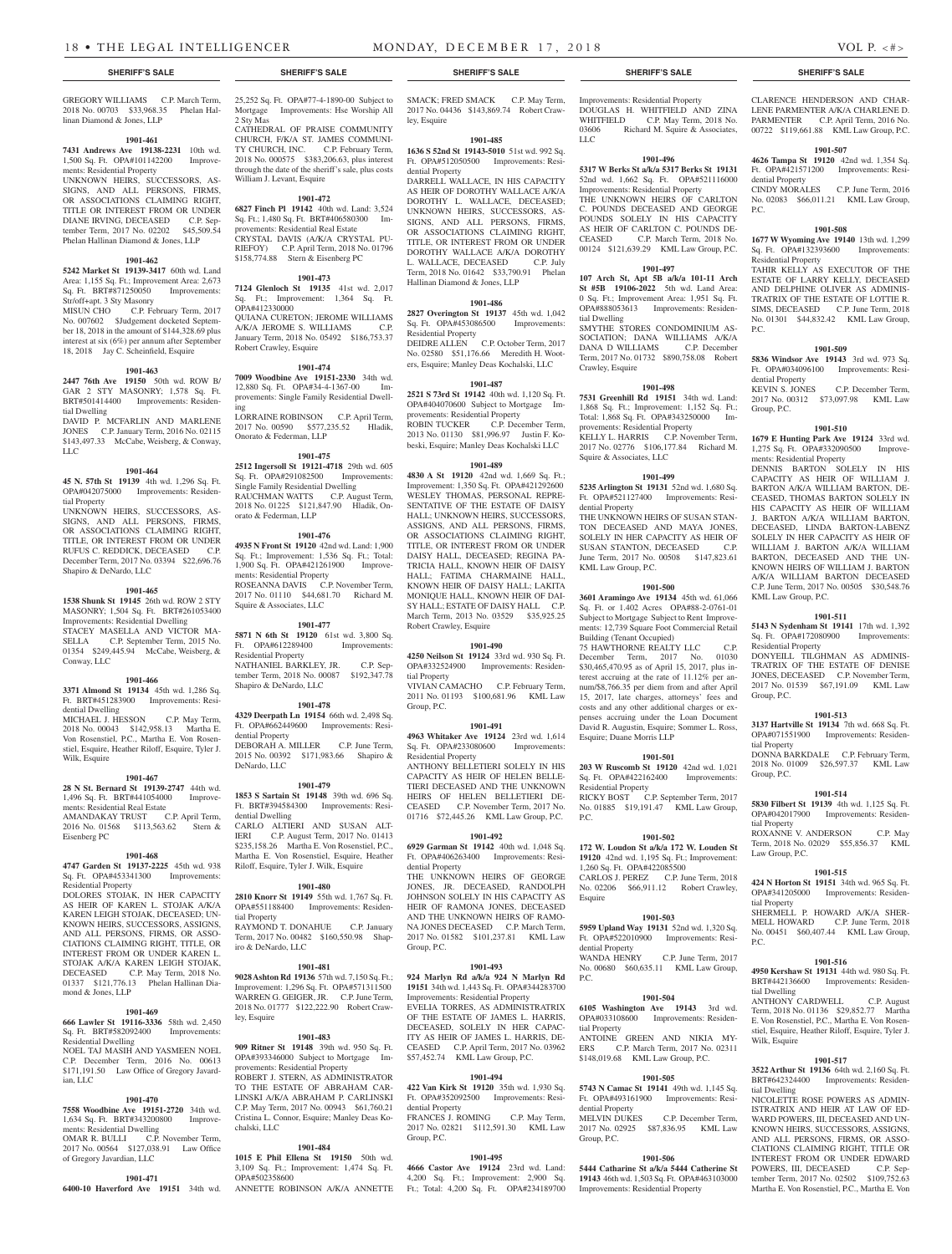## SHERIFF'S SALE

GREGORY WILLIAMS C.P. March Term, 2018 No. 00703 $33,968.35 Phelan Hallinan Diamond & Jones, LLP

**1901-461**

**7431 Andrews Ave 19138-2231** 10th wd. 1,500 Sq. Ft. OPA#101142200 Improvements: Residential Property
UNKNOWN HEIRS, SUCCESSORS, ASSIGNS, AND ALL PERSONS, FIRMS, OR ASSOCIATIONS CLAIMING RIGHT, TITLE OR INTEREST FROM OR UNDER DIANE IRVING, DECEASED C.P. September Term, 2017 No. 02202 $45,509.54 Phelan Hallinan Diamond & Jones, LLP

**1901-462**

**5242 Market St 19139-3417** 60th wd. Land Area: 1,155 Sq. Ft.; Improvement Area: 2,673 Sq. Ft. BRT#871250050 Improvements: Str/off+apt. 3 Sty Masonry
MISUN CHO C.P. February Term, 2017 No. 007602 $Judgement docketed September 18, 2018 in the amount of $144,328.69 plus interest at six (6%) per annum after September 18, 2018 Jay C. Scheinfeld, Esquire

**1901-463**

**2447 76th Ave 19150** 50th wd. ROW B/GAR 2 STY MASONRY; 1,578 Sq. Ft. BRT#501414400 Improvements: Residential Dwelling
DAVID P. MCFARLIN AND MARLENE JONES C.P. January Term, 2016 No. 02115 $143,497.33 McCabe, Weisberg, & Conway, LLC

**1901-464**

**45 N. 57th St 19139** 4th wd. 1,296 Sq. Ft. OPA#042075000 Improvements: Residential Property
UNKNOWN HEIRS, SUCCESSORS, ASSIGNS, AND ALL PERSONS, FIRMS, OR ASSOCIATIONS CLAIMING RIGHT, TITLE, OR INTEREST FROM OR UNDER RUFUS C. REDDICK, DECEASED C.P. December Term, 2017 No. 03394 $22,696.76 Shapiro & DeNardo, LLC

**1901-465**

**1538 Shunk St 19145** 26th wd. ROW 2 STY MASONRY; 1,504 Sq. Ft. BRT#261053400 Improvements: Residential Dwelling
STACEY MASELLA AND VICTOR MASELLA C.P. September Term, 2015 No. 01354 $249,445.94 McCabe, Weisberg, & Conway, LLC

**1901-466**

**3371 Almond St 19134** 45th wd. 1,286 Sq. Ft. BRT#451283900 Improvements: Residential Dwelling
MICHAEL J. HESSON C.P. May Term, 2018 No. 00043 $142,958.13 Martha E. Von Rosenstiel, P.C., Martha E. Von Rosenstiel, Esquire, Heather Riloff, Esquire, Tyler J. Wilk, Esquire

**1901-467**

**28 N St. Bernard St 19139-2747** 44th wd. 1,496 Sq. Ft. BRT#441054000 Improvements: Residential Real Estate
AMANDAKAY TRUST C.P. April Term, 2016 No. 01568 $113,563.62 Stern & Eisenberg PC

**1901-468**

**4747 Garden St 19137-2225** 45th wd. 938 Sq. Ft. OPA#453341300 Improvements: Residential Property
DOLORES STOJAK, IN HER CAPACITY AS HEIR OF KAREN L. STOJAK A/K/A KAREN LEIGH STOJAK, DECEASED; UNKNOWN HEIRS, SUCCESSORS, ASSIGNS, AND ALL PERSONS, FIRMS, OR ASSOCIATIONS CLAIMING RIGHT, TITLE, OR INTEREST FROM OR UNDER KAREN L. STOJAK A/K/A KAREN LEIGH STOJAK, DECEASED C.P. May Term, 2018 No. 01337 $121,776.13 Phelan Hallinan Diamond & Jones, LLP

**1901-469**

**666 Lawler St 19116-3336** 58th wd. 2,450 Sq. Ft. BRT#582092400 Improvements: Residential Dwelling
NOEL TAJ MASIH AND YASMEEN NOEL C.P. December Term, 2016 No. 00613 $171,191.50 Law Office of Gregory Javardian, LLC

**1901-470**

**7558 Woodbine Ave 19151-2720** 34th wd. 1,634 Sq. Ft. BRT#343200800 Improvements: Residential Dwelling
OMAR R. BULLI C.P. November Term, 2017 No. 00564 $127,038.91 Law Office of Gregory Javardian, LLC

**1901-471**

**6400-10 Haverford Ave 19151** 34th wd. 25,252 Sq. Ft. OPA#77-4-1890-00 Subject to Mortgage Improvements: Hse Worship All 2 Sty Mas
CATHEDRAL OF PRAISE COMMUNITY CHURCH. F/K/A ST. JAMES COMMUNITY CHURCH, INC. C.P. February Term, 2018 No. 000575 $383,206.63, plus interest through the date of the sheriff's sale, plus costs William J. Levant, Esquire

**1901-472**

**6827 Finch Pl 19142** 40th wd. Land: 3,524 Sq. Ft.; 1,480 Sq. Ft. BRT#406580300 Improvements: Residential Real Estate
CRYSTAL DAVIS (A/K/A CRYSTAL PURIEFOY) C.P. April Term, 2018 No. 01796 $158,774.88 Stern & Eisenberg PC

**1901-473**

**7124 Glenloch St 19135** 41st wd. 2,017 Sq. Ft.; Improvement: 1,364 Sq. Ft. OPA#412330000
QUIANA CURETON; JEROME WILLIAMS A/K/A JEROME S. WILLIAMS C.P. January Term, 2018 No. 05492 $186,753.37 Robert Crawley, Esquire

**1901-474**

**7009 Woodbine Ave 19151-2330** 34th wd. 12,880 Sq. Ft. OPA#34-4-1367-00 Improvements: Single Family Residential Dwelling
LORRAINE ROBINSON C.P. April Term, 2017 No. 00590 $577,235.52 Hladik, Onorato & Federman, LLP

**1901-475**

**2512 Ingersoll St 19121-4718** 29th wd. 605 Sq. Ft. OPA#291082500 Improvements: Single Family Residential Dwelling
RAUCHMAN WATTS C.P. August Term, 2018 No. 01225 $121,847.90 Hladik, Onorato & Federman, LLP

**1901-476**

**4935 N Front St 19120** 42nd wd. Land: 1,900 Sq. Ft.; Improvement: 1,536 Sq. Ft.; Total: 1,900 Sq. Ft. OPA#421261900 Improvements: Residential Property
ROSEANNA DAVIS C.P. November Term, 2017 No. 01110 $44,681.70 Richard M. Squire & Associates, LLC

**1901-477**

**5871 N 6th St 19120** 61st wd. 3,800 Sq. Ft. OPA#612289400 Improvements: Residential Property
NATHANIEL BARKLEY, JR. C.P. September Term, 2018 No. 00087 $192,347.78 Shapiro & DeNardo, LLC

**1901-478**

**4329 Deerpath Ln 19154** 66th wd. 2,498 Sq. Ft. OPA#662449600 Improvements: Residential Property
DEBORAH A. MILLER C.P. June Term, 2015 No. 00392 $171,983.66 Shapiro & DeNardo, LLC

**1901-479**

**1853 S Sartain St 19148** 39th wd. 696 Sq. Ft. BRT#394584300 Improvements: Residential Dwelling
CARLO ALTIERI AND SUSAN ALTIERI C.P. August Term, 2017 No. 01413 $235,158.26 Martha E. Von Rosenstiel, P.C., Martha E. Von Rosenstiel, Esquire, Heather Riloff, Esquire, Tyler J. Wilk, Esquire

**1901-480**

**2810 Knorr St 19149** 55th wd. 1,767 Sq. Ft. OPA#551188400 Improvements: Residential Property
RAYMOND T. DONAHUE C.P. January Term, 2017 No. 00482 $160,550.98 Shapiro & DeNardo, LLC

**1901-481**

**9028 Ashton Rd 19136** 57th wd. 7,150 Sq. Ft.; Improvement: 1,296 Sq. Ft. OPA#571311500
WARREN G. GEIGER, JR. C.P. June Term, 2018 No. 01777 $122,222.90 Robert Crawley, Esquire

**1901-483**

**909 Ritner St 19148** 39th wd. 950 Sq. Ft. OPA#393346000 Subject to Mortgage Improvements: Residential Property
ROBERT J. STERN, AS ADMINISTRATOR TO THE ESTATE OF ABRAHAM CARLINSKI A/K/A ABRAHAM P. CARLINSKI C.P. May Term, 2017 No. 00943 $61,760.21 Cristina L. Connor, Esquire; Manley Deas Kochalski, LLC

**1901-484**

**1015 E Phil Ellena St 19150** 50th wd. 3,109 Sq. Ft.; Improvement: 1,474 Sq. Ft. OPA#502358600
ANNETTE ROBINSON A/K/A ANNETTE SMACK; FRED SMACK C.P. May Term, 2017 No. 04436 $143,869.74 Robert Crawley, Esquire

**1901-485**

**1636 S 52nd St 19143-5010** 51st wd. 992 Sq. Ft. OPA#512050500 Improvements: Residential Property
DARRELL WALLACE, IN HIS CAPACITY AS HEIR OF DOROTHY WALLACE A/K/A DOROTHY L. WALLACE, DECEASED; UNKNOWN HEIRS, SUCCESSORS, ASSIGNS, AND ALL PERSONS, FIRMS, OR ASSOCIATIONS CLAIMING RIGHT, TITLE, OR INTEREST FROM OR UNDER DOROTHY WALLACE A/K/A DOROTHY L. WALLACE, DECEASED C.P. July Term, 2018 No. 01642 $33,790.91 Phelan Hallinan Diamond & Jones, LLP

**1901-486**

**2827 Overington St 19137** 45th wd. 1,042 Sq. Ft. OPA#453086500 Improvements: Residential Property
DEIDRE ALLEN C.P. October Term, 2017 No. 02580 $51,176.66 Meredith H. Wooters, Esquire; Manley Deas Kochalski, LLC

**1901-487**

**2521 S 73rd St 19142** 40th wd. 1,120 Sq. Ft. OPA#404070600 Subject to Mortgage Improvements: Residential Property
ROBIN TUCKER C.P. December Term, 2013 No. 01130 $81,996.97 Justin F. Kobeski, Esquire; Manley Deas Kochalski LLC

**1901-489**

**4830 A St 19120** 42nd wd. 1,669 Sq. Ft.; Improvement: 1,350 Sq. Ft. OPA#421292600
WESLEY THOMAS, PERSONAL REPRESENTATIVE OF THE ESTATE OF DAISY HALL; UNKNOWN HEIRS, SUCCESSORS, ASSIGNS, AND ALL PERSONS, FIRMS, OR ASSOCIATIONS CLAIMING RIGHT, TITLE, OR INTEREST FROM OR UNDER DAISY HALL, DECEASED; REGINA PATRICIA HALL, KNOWN HEIR OF DAISY HALL; FATIMA CHARMAINE HALL, KNOWN HEIR OF DAISY HALL; LAKITA MONIQUE HALL, KNOWN HEIR OF DAISY HALL; ESTATE OF DAISY HALL C.P. March Term, 2013 No. 03529 $35,925.25 Robert Crawley, Esquire

**1901-490**

**4250 Neilson St 19124** 33rd wd. 930 Sq. Ft. OPA#332524900 Improvements: Residential Property
VIVIAN CAMACHO C.P. February Term, 2011 No. 01193 $100,681.96 KML Law Group, P.C.

**1901-491**

**4963 Whitaker Ave 19124** 23rd wd. 1,614 Sq. Ft. OPA#233080600 Improvements: Residential Property
ANTHONY BELLETIERI SOLELY IN HIS CAPACITY AS HEIR OF HELEN BELLETIERI DECEASED AND THE UNKNOWN HEIRS OF HELEN BELLETIERI DECEASED C.P. November Term, 2017 No. 01716 $72,445.26 KML Law Group, P.C.

**1901-492**

**6929 Garman St 19142** 40th wd. 1,048 Sq. Ft. OPA#406263400 Improvements: Residential Property
THE UNKNOWN HEIRS OF GEORGE JONES, JR. DECEASED, RANDOLPH JOHNSON SOLELY IN HIS CAPACITY AS HEIR OF RAMONA JONES, DECEASED AND THE UNKNOWN HEIRS OF RAMONA JONES DECEASED C.P. March Term, 2017 No. 01582 $101,237.81 KML Law Group, P.C.

**1901-493**

**924 Marlyn Rd a/k/a 924 N Marlyn Rd 19151** 34th wd. 1,443 Sq. Ft. OPA#344283700 Improvements: Residential Property
EVELIA TORRES, AS ADMINISTRATRIX OF THE ESTATE OF JAMES L. HARRIS, DECEASED. SOLELY IN HER CAPACITY AS HEIR OF JAMES L. HARRIS, DECEASED C.P. April Term, 2017 No. 03962 $57,452.74 KML Law Group, P.C.

**1901-494**

**422 Van Kirk St 19120** 35th wd. 1,930 Sq. Ft. OPA#352092500 Improvements: Residential Property
FRANCES J. ROMING C.P. May Term, 2017 No. 02821 $112,591.30 KML Law Group, P.C.

**1901-495**

**4666 Castor Ave 19124** 23rd wd. Land: 4,200 Sq. Ft.; Improvement: 2,900 Sq. Ft.; Total: 4,200 Sq. Ft. OPA#234189700 Improvements: Residential Property
DOUGLAS H. WHITFIELD AND ZINA WHITFIELD C.P. May Term, 2018 No. 03606 Richard M. Squire & Associates, LLC

**1901-496**

**5317 W Berks St a/k/a 5317 Berks St 19131** 52nd wd. 1,662 Sq. Ft. OPA#521116000 Improvements: Residential Property
THE UNKNOWN HEIRS OF CARLTON C. POUNDS DECEASED AND GEORGE POUNDS SOLELY IN HIS CAPACITY AS HEIR OF CARLTON C. POUNDS DECEASED C.P. March Term, 2018 No. 00124 $121,639.29 KML Law Group, P.C.

**1901-497**

**107 Arch St, Apt 5B a/k/a 101-11 Arch St #5B 19106-2022** 5th wd. Land Area: 0 Sq. Ft.; Improvement Area: 1,951 Sq. Ft. OPA#888053613 Improvements: Residential Dwelling
SMYTHE STORES CONDOMINIUM ASSOCIATION; DANA WILLIAMS A/K/A DANA D WILLIAMS C.P. December Term, 2017 No. 01732 $890,758.08 Robert Crawley, Esquire

**1901-498**

**7531 Greenhill Rd 19151** 34th wd. Land: 1,868 Sq. Ft.; Improvement: 1,152 Sq. Ft.; Total: 1,868 Sq. Ft. OPA#343250000 Improvements: Residential Property
KELLY L. HARRIS C.P. November Term, 2017 No. 02776 $106,177.84 Richard M. Squire & Associates, LLC

**1901-499**

**5235 Arlington St 19131** 52nd wd. 1,680 Sq. Ft. OPA#521127400 Improvements: Residential Property
THE UNKNOWN HEIRS OF SUSAN STANTON DECEASED AND MAYA JONES, SOLELY IN HER CAPACITY AS HEIR OF SUSAN STANTON, DECEASED C.P. June Term, 2017 No. 00508 $147,823.61 KML Law Group, P.C.

**1901-500**

**3601 Aramingo Ave 19134** 45th wd. 61,066 Sq. Ft. or 1.402 Acres OPA#88-2-0761-01 Subject to Mortgage Subject to Rent Improvements: 12,739 Square Foot Commercial Retail Building (Tenant Occupied)
75 HAWTHORNE REALTY LLC C.P. December Term, 2017 No. 01030 $30,465,470.95 as of April 15, 2017, plus interest accruing at the rate of 11.12% per annum/$8,766.35 per diem from and after April 15, 2017, late charges, attorneys' fees and costs and any other additional charges or expenses accruing under the Loan Document David R. Augustin, Esquire; Sommer L. Ross, Esquire; Duane Morris LLP

**1901-501**

**203 W Ruscomb St 19120** 42nd wd. 1,021 Sq. Ft. OPA#422162400 Improvements: Residential Property
RICKY BOST C.P. September Term, 2017 No. 01885 $19,191.47 KML Law Group, P.C.

**1901-502**

**172 W. Loudon St a/k/a 172 W. Louden St 19120** 42nd wd. 1,195 Sq. Ft.; Improvement: 1,260 Sq. Ft. OPA#422085500
CARLOS J. PEREZ C.P. June Term, 2018 No. 02206 $66,911.12 Robert Crawley, Esquire

**1901-503**

**5959 Upland Way 19131** 52nd wd. 1,320 Sq. Ft. OPA#522010900 Improvements: Residential Property
WANDA HENRY C.P. June Term, 2017 No. 00680 $60,635.11 KML Law Group, P.C.

**1901-504**

**6105 Washington Ave 19143** 3rd wd. OPA#033108600 Improvements: Residential Property
ANTOINE GREEN AND NIKIA MYERS C.P. March Term, 2017 No. 02311 $148,019.68 KML Law Group, P.C.

**1901-505**

**5743 N Camac St 19141** 49th wd. 1,145 Sq. Ft. OPA#493161900 Improvements: Residential Property
MELVIN DUKES C.P. December Term, 2017 No. 02925 $87,836.95 KML Law Group, P.C.

**1901-506**

**5444 Catharine St a/k/a 5444 Catherine St 19143** 46th wd. 1,503 Sq. Ft. OPA#463103000 Improvements: Residential Property
CLARENCE HENDERSON AND CHARLENE PARMENTER A/K/A CHARLENE D. PARMENTER C.P. April Term, 2016 No. 00722 $119,661.88 KML Law Group, P.C.

**1901-507**

**4626 Tampa St 19120** 42nd wd. 1,354 Sq. Ft. OPA#421571200 Improvements: Residential Property
CINDY MORALES C.P. June Term, 2016 No. 02083 $66,011.21 KML Law Group, P.C.

**1901-508**

**1677 W Wyoming Ave 19140** 13th wd. 1,299 Sq. Ft. OPA#132393600 Improvements: Residential Property
TAHIR KELLY AS EXECUTOR OF THE ESTATE OF LARRY KELLY, DECEASED AND DELPHINE OLIVER AS ADMINISTRATRIX OF THE ESTATE OF LOTTIE R. SIMS, DECEASED C.P. June Term, 2018 No. 01301 $44,832.42 KML Law Group, P.C.

**1901-509**

**5836 Windsor Ave 19143** 3rd wd. 973 Sq. Ft. OPA#034096100 Improvements: Residential Property
KEVIN S. JONES C.P. December Term, 2017 No. 00312 $73,097.98 KML Law Group, P.C.

**1901-510**

**1679 E Hunting Park Ave 19124** 33rd wd. 1,275 Sq. Ft. OPA#332090500 Improvements: Residential Property
DENNIS BARTON SOLELY IN HIS CAPACITY AS HEIR OF WILLIAM J. BARTON A/K/A WILLIAM BARTON, DECEASED, THOMAS BARTON SOLELY IN HIS CAPACITY AS HEIR OF WILLIAM J. BARTON A/K/A WILLIAM BARTON, DECEASED, LINDA BARTON-LABENZ SOLELY IN HER CAPACITY AS HEIR OF WILLIAM J. BARTON A/K/A WILLIAM BARTON, DECEASED AND THE UNKNOWN HEIRS OF WILLIAM J. BARTON A/K/A WILLIAM BARTON DECEASED C.P. June Term, 2017 No. 00505 $30,548.76 KML Law Group, P.C.

**1901-511**

**5143 N Sydenham St 19141** 17th wd. 1,392 Sq. Ft. OPA#172080900 Improvements: Residential Property
DONYEILL TILGHMAN AS ADMINISTRATRIX OF THE ESTATE OF DENISE JONES, DECEASED C.P. November Term, 2017 No. 01539 $67,191.09 KML Law Group, P.C.

**1901-513**

**3137 Hartville St 19134** 7th wd. 668 Sq. Ft. OPA#071551900 Improvements: Residential Property
DONNA BARKDALE C.P. February Term, 2018 No. 01009 $26,597.37 KML Law Group, P.C.

**1901-514**

**5830 Filbert St 19139** 4th wd. 1,125 Sq. Ft. OPA#042017900 Improvements: Residential Property
ROXANNE V. ANDERSON C.P. May Term, 2018 No. 02029 $55,856.37 KML Law Group, P.C.

**1901-515**

**424 N Horton St 19151** 34th wd. 965 Sq. Ft. OPA#341205000 Improvements: Residential Property
SHERMELL P. HOWARD A/K/A SHERMELL HOWARD C.P. June Term, 2018 No. 00451 $60,407.44 KML Law Group, P.C.

**1901-516**

**4950 Kershaw St 19131** 44th wd. 980 Sq. Ft. BRT#442136600 Improvements: Residential Dwelling
ANTHONY CARDWELL C.P. August Term, 2018 No. 01136 $29,852.77 Martha E. Von Rosenstiel, P.C., Martha E. Von Rosenstiel, Esquire, Heather Riloff, Esquire, Tyler J. Wilk, Esquire

**1901-517**

**3522 Arthur St 19136** 64th wd. 2,160 Sq. Ft. BRT#642324400 Improvements: Residential Dwelling
NICOLETTE ROSE POWERS AS ADMINISTRATRIX AND HEIR AT LAW OF EDWARD POWERS, III, DECEASED AND UNKNOWN HEIRS, SUCCESSORS, ASSIGNS, AND ALL PERSONS, FIRMS, OR ASSOCIATIONS CLAIMING RIGHT, TITLE OR INTEREST FROM OR UNDER EDWARD POWERS, III, DECEASED C.P. September Term, 2017 No. 02502 $109,752.63 Martha E. Von Rosenstiel, P.C., Martha E. Von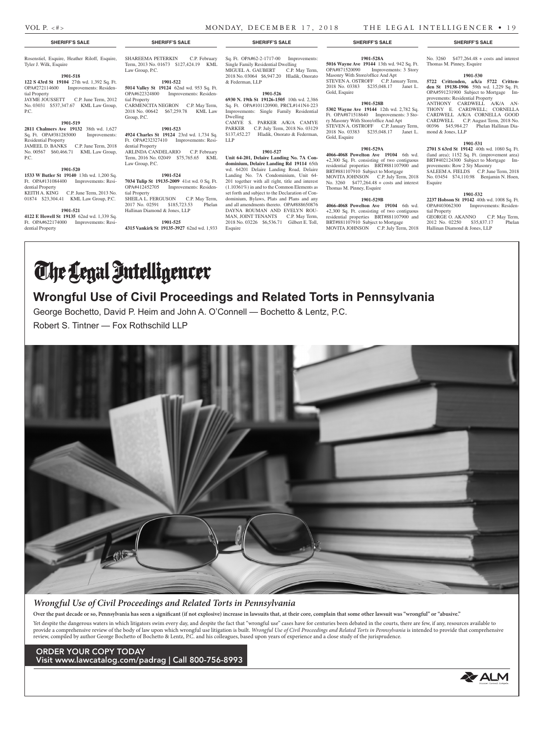## SHERIFF'S SALE

Rosenstiel, Esquire, Heather Riloff, Esquire, Tyler J. Wilk, Esquire

**1901-518**

**122 S 43rd St 19104** 27th wd. 1,392 Sq. Ft. OPA#272114600 Improvements: Residential Property
JAYME JOUSSETT C.P. June Term, 2012 No. 03031 $537,347.67 KML Law Group, P.C.

**1901-519**

**2811 Chalmers Ave 19132** 38th wd. 1,627 Sq. Ft. OPA#381285000 Improvements: Residential Property
JAMEEL D. BANKS C.P. June Term, 2018 No. 00567 $60,466.71 KML Law Group, P.C.

**1901-520**

**1533 W Butler St 19140** 13th wd. 1,200 Sq. Ft. OPA#131084400 Improvements: Residential Property
KEITH A. KING C.P. June Term, 2013 No. 01874 $23,304.41 KML Law Group, P.C.

**1901-521**

**4122 E Howell St 19135** 62nd wd. 1,339 Sq. Ft. OPA#622174000 Improvements: Residential Property
SHAREEMA PETERKIN C.P. February Term, 2013 No. 01673 $127,424.19 KML Law Group, P.C.

**1901-522**

**5014 Valley St 19124** 62nd wd. 953 Sq. Ft. OPA#622324800 Improvements: Residential Property
CARMENCITA NEGRON C.P. May Term, 2018 No. 00642 $67,259.78 KML Law Group, P.C.

**1901-523**

**4924 Charles St 19124** 23rd wd. 1,734 Sq. Ft. OPA#232327410 Improvements: Residential Property
ARLINDA CANDELARIO C.P. February Term, 2016 No. 02049 $75,765.65 KML Law Group, P.C.

**1901-524**

**7034 Tulip St 19135-2009** 41st wd. 0 Sq. Ft. OPA#412452705 Improvements: Residential Property
SHEILA L. FERGUSON C.P. May Term, 2017 No. 02591 $185,723.53 Phelan Hallinan Diamond & Jones, LLP

**1901-525**

**4315 Vankirk St 19135-3927** 62nd wd. 1,933 Sq. Ft. OPA#62-2-1717-00 Improvements: Single Family Residential Dwelling
MIGUEL A. GAUBERT C.P. May Term, 2018 No. 03064 $6,947.20 Hladik, Onorato & Federman, LLP

**1901-526**

**6930 N. 19th St 19126-1505** 10th wd. 2,386 Sq. Ft. OPA#101120900, PRCL#141N4-223 Improvements: Single Family Residential Dwelling
CAMYE S. PARKER A/K/A CAMYE PARKER C.P. July Term, 2018 No. 03129 $137,452.27 Hladik, Onorato & Federman, LLP

**1901-527**

**Unit 64-201, Delaire Landing No. 7A Condominium, Delaire Landing Rd 19114** 65th wd. 64201 Delaire Landing Road, Delaire Landing No. 7A Condominium, Unit 64-201 together with all right, title and interest (1.10361%) in and to the Common Elements as set forth and subject to the Declaration of Condominium, Bylaws, Plats and Plans and any and all amendments thereto. OPA#888650876
DAYNA ROUMAN AND EVELYN ROUMAN, JOINT TENANTS C.P. May Term, 2018 No. 03226 $6,536.71 Gilbert E. Toll, Esquire

**1901-528A**

**5016 Wayne Ave 19144** 13th wd. 942 Sq. Ft. OPA#871520090 Improvements: 3 Story Masonry With Store/office And Apt
STEVEN A. OSTROFF C.P. January Term, 2018 No. 03383 $235,048.17 Janet L. Gold, Esquire

**1901-528B**

**5302 Wayne Ave 19144** 12th wd. 2,782 Sq. Ft. OPA#871518640 Improvements: 3 Story Masonry With Store/office And Apt
STEVEN A. OSTROFF C.P. January Term, 2018 No. 03383 $235,048.17 Janet L. Gold, Esquire

**1901-529A**

**4066-4068 Powelton Ave 19104** 6th wd. +2,300 Sq. Ft. consisting of two contiguous residential properties BRT#881107900 and BRT#881107910 Subject to Mortgage
MOVITA JOHNSON C.P. July Term, 2018 No. 3260 $477,264.48 + costs and interest Thomas M. Pinney, Esquire

**1901-529B**

**4066-4068 Powelton Ave 19104** 6th wd. +2,300 Sq. Ft. consisting of two contiguous residential properties BRT#881107900 and BRT#881107910 Subject to Mortgage
MOVITA JOHNSON C.P. July Term, 2018 No. 3260 $477,264.48 + costs and interest Thomas M. Pinney, Esquire

**1901-530**

**5722 Crittenden, a/k/a 5722 Crittenden St 19138-1906** 59th wd. 1,229 Sq. Ft. OPA#591231900 Subject to Mortgage Improvements: Residential Property
ANTHONY CARDWELL A/K/A ANTHONY E. CARDWELL; CORNELLA CARDWELL A/K/A CORNELLA GOOD CARDWELL C.P. August Term, 2018 No. 00396 $45,984.27 Phelan Hallinan Diamond & Jones, LLP

**1901-531**

**2701 S 63rd St 19142** 40th wd. 1080 Sq. Ft. (land area); 1152 Sq. Ft. (improvement area) BRT#402124300 Subject to Mortgage Improvements: Row 2 Sty Masonry
SALEEM A. FIELDS C.P. June Term, 2018 No. 03454 $74,110.98 Benjamin N. Hoen, Esquire

**1901-532**

**2237 Hobson St 19142** 40th wd. 1008 Sq. Ft. OPA#403062300 Improvements: Residential Property
GEORGE O. AKANNO C.P. May Term, 2012 No. 02250 $35,837.17 Phelan Hallinan Diamond & Jones, LLP

# The Legal Intelligencer

## Wrongful Use of Civil Proceedings and Related Torts in Pennsylvania

George Bochetto, David P. Heim and John A. O'Connell — Bochetto & Lentz, P.C.

Robert S. Tintner — Fox Rothschild LLP

### *Wrongful Use of Civil Proceedings and Related Torts in Pennsylvania*

**Over the past decade or so, Pennsylvania has seen a significant (if not explosive) increase in lawsuits that, at their core, complain that some other lawsuit was "wrongful" or "abusive."**

Yet despite the dangerous waters in which litigators swim every day, and despite the fact that "wrongful use" cases have for centuries been debated in the courts, there are few, if any, resources available to provide a comprehensive review of the body of law upon which wrongful use litigation is built. *Wrongful Use of Civil Proceedings and Related Torts in Pennsylvania* is intended to provide that comprehensive review, compiled by author George Bochetto of Bochetto & Lentz, P.C. and his colleagues, based upon years of experience and a close study of the jurisprudence.

**ORDER YOUR COPY TODAY**
**Visit www.lawcatalog.com/padrag | Call 800-756-8993**

ALM